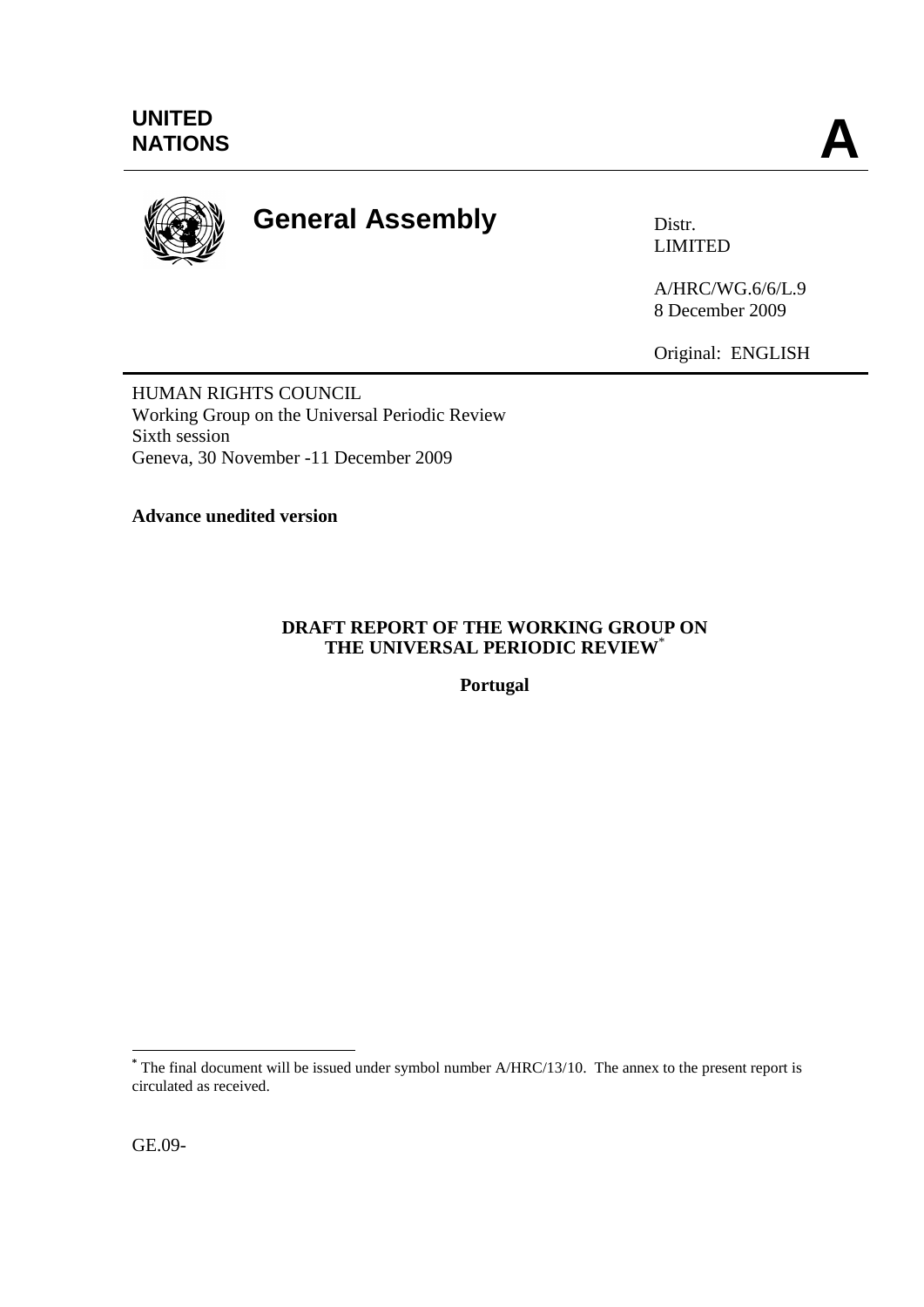UNITED NATIONS

**A**

# General Assembly

Distr.
LIMITED

A/HRC/WG.6/6/L.9
8 December 2009

Original: ENGLISH

HUMAN RIGHTS COUNCIL
Working Group on the Universal Periodic Review
Sixth session
Geneva, 30 November -11 December 2009

**Advance unedited version**

**DRAFT REPORT OF THE WORKING GROUP ON THE UNIVERSAL PERIODIC REVIEW**[*]

**Portugal**

[*] The final document will be issued under symbol number A/HRC/13/10. The annex to the present report is circulated as received.

GE.09-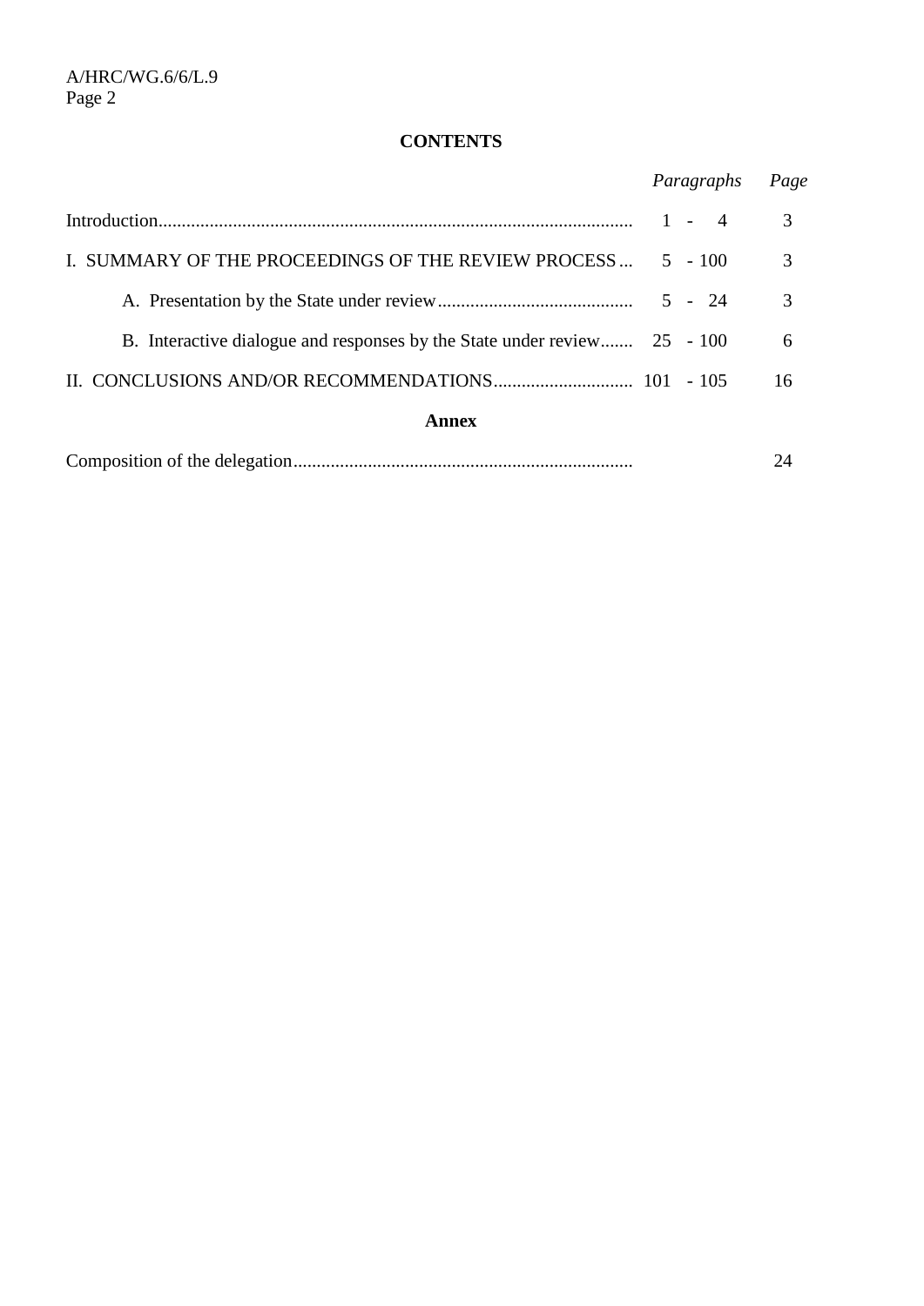## CONTENTS

| | *Paragraphs* | *Page* |
|---|---|---|
| Introduction | 1 - 4 | 3 |
| I. SUMMARY OF THE PROCEEDINGS OF THE REVIEW PROCESS | 5 - 100 | 3 |
| A. Presentation by the State under review | 5 - 24 | 3 |
| B. Interactive dialogue and responses by the State under review | 25 - 100 | 6 |
| II. CONCLUSIONS AND/OR RECOMMENDATIONS | 101 - 105 | 16 |

**Annex**

| | | |
|---|---|---|
| Composition of the delegation | | 24 |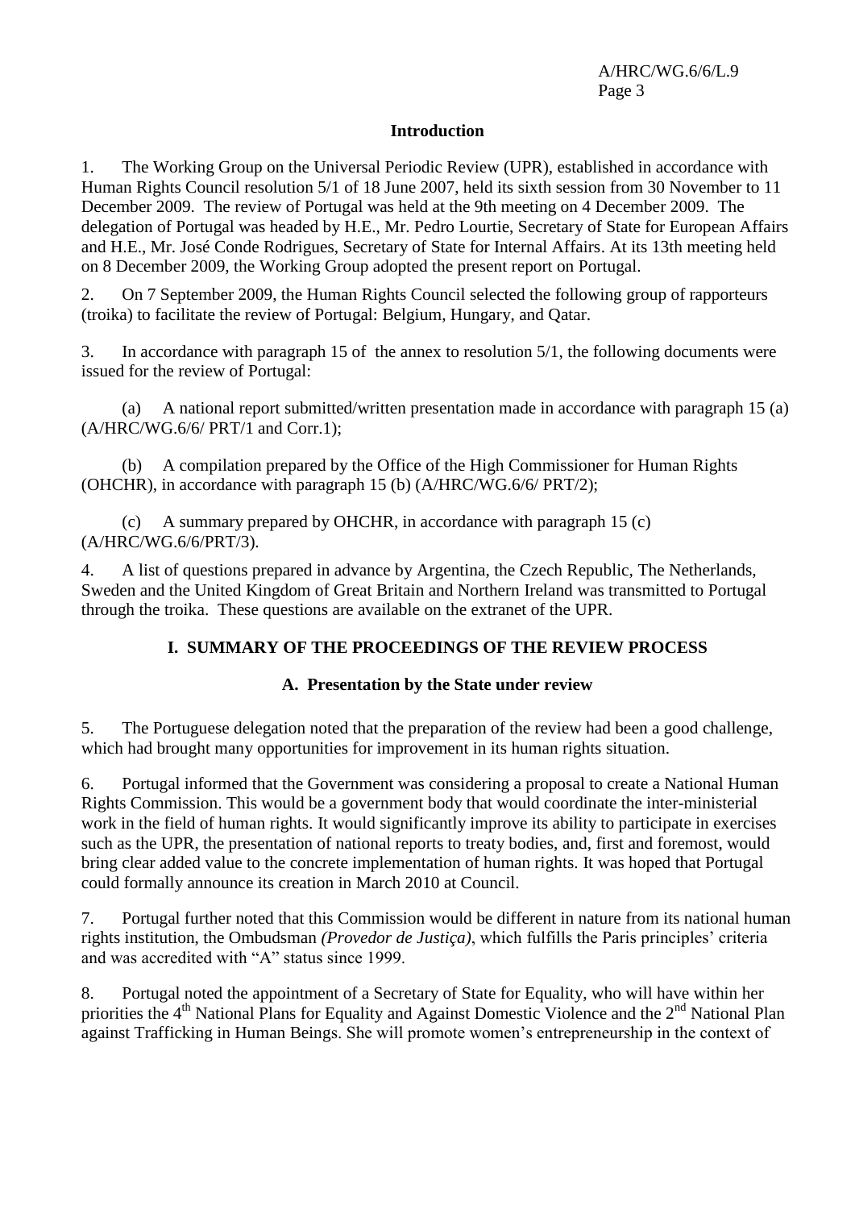## Introduction

1. The Working Group on the Universal Periodic Review (UPR), established in accordance with Human Rights Council resolution 5/1 of 18 June 2007, held its sixth session from 30 November to 11 December 2009. The review of Portugal was held at the 9th meeting on 4 December 2009. The delegation of Portugal was headed by H.E., Mr. Pedro Lourtie, Secretary of State for European Affairs and H.E., Mr. José Conde Rodrigues, Secretary of State for Internal Affairs. At its 13th meeting held on 8 December 2009, the Working Group adopted the present report on Portugal.

2. On 7 September 2009, the Human Rights Council selected the following group of rapporteurs (troika) to facilitate the review of Portugal: Belgium, Hungary, and Qatar.

3. In accordance with paragraph 15 of the annex to resolution 5/1, the following documents were issued for the review of Portugal:

(a) A national report submitted/written presentation made in accordance with paragraph 15 (a) (A/HRC/WG.6/6/ PRT/1 and Corr.1);

(b) A compilation prepared by the Office of the High Commissioner for Human Rights (OHCHR), in accordance with paragraph 15 (b) (A/HRC/WG.6/6/ PRT/2);

(c) A summary prepared by OHCHR, in accordance with paragraph 15 (c) (A/HRC/WG.6/6/PRT/3).

4. A list of questions prepared in advance by Argentina, the Czech Republic, The Netherlands, Sweden and the United Kingdom of Great Britain and Northern Ireland was transmitted to Portugal through the troika. These questions are available on the extranet of the UPR.

## I. SUMMARY OF THE PROCEEDINGS OF THE REVIEW PROCESS

### A. Presentation by the State under review

5. The Portuguese delegation noted that the preparation of the review had been a good challenge, which had brought many opportunities for improvement in its human rights situation.

6. Portugal informed that the Government was considering a proposal to create a National Human Rights Commission. This would be a government body that would coordinate the inter-ministerial work in the field of human rights. It would significantly improve its ability to participate in exercises such as the UPR, the presentation of national reports to treaty bodies, and, first and foremost, would bring clear added value to the concrete implementation of human rights. It was hoped that Portugal could formally announce its creation in March 2010 at Council.

7. Portugal further noted that this Commission would be different in nature from its national human rights institution, the Ombudsman *(Provedor de Justiça)*, which fulfills the Paris principles' criteria and was accredited with "A" status since 1999.

8. Portugal noted the appointment of a Secretary of State for Equality, who will have within her priorities the 4th National Plans for Equality and Against Domestic Violence and the 2nd National Plan against Trafficking in Human Beings. She will promote women's entrepreneurship in the context of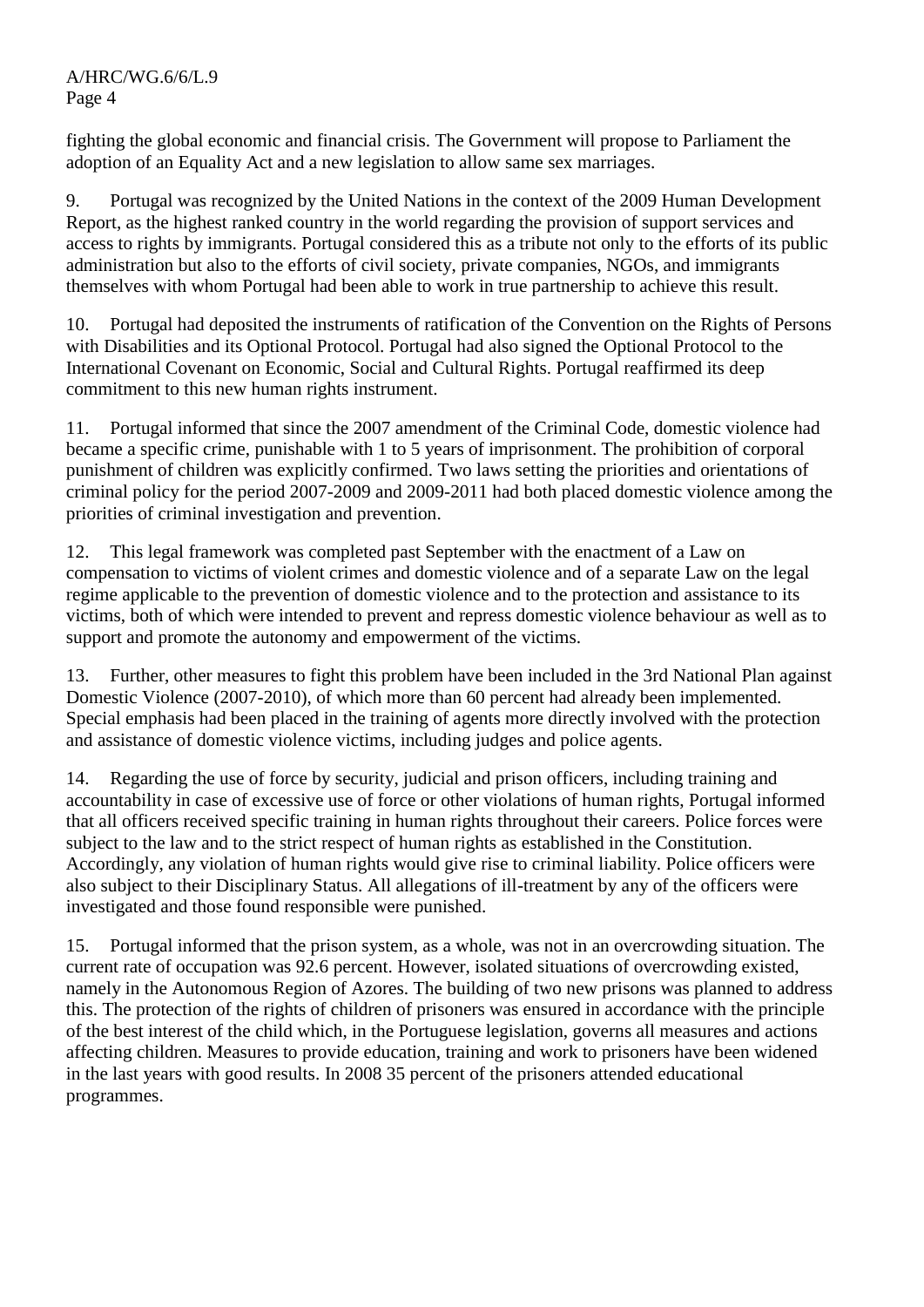fighting the global economic and financial crisis. The Government will propose to Parliament the adoption of an Equality Act and a new legislation to allow same sex marriages.

9. Portugal was recognized by the United Nations in the context of the 2009 Human Development Report, as the highest ranked country in the world regarding the provision of support services and access to rights by immigrants. Portugal considered this as a tribute not only to the efforts of its public administration but also to the efforts of civil society, private companies, NGOs, and immigrants themselves with whom Portugal had been able to work in true partnership to achieve this result.

10. Portugal had deposited the instruments of ratification of the Convention on the Rights of Persons with Disabilities and its Optional Protocol. Portugal had also signed the Optional Protocol to the International Covenant on Economic, Social and Cultural Rights. Portugal reaffirmed its deep commitment to this new human rights instrument.

11. Portugal informed that since the 2007 amendment of the Criminal Code, domestic violence had became a specific crime, punishable with 1 to 5 years of imprisonment. The prohibition of corporal punishment of children was explicitly confirmed. Two laws setting the priorities and orientations of criminal policy for the period 2007-2009 and 2009-2011 had both placed domestic violence among the priorities of criminal investigation and prevention.

12. This legal framework was completed past September with the enactment of a Law on compensation to victims of violent crimes and domestic violence and of a separate Law on the legal regime applicable to the prevention of domestic violence and to the protection and assistance to its victims, both of which were intended to prevent and repress domestic violence behaviour as well as to support and promote the autonomy and empowerment of the victims.

13. Further, other measures to fight this problem have been included in the 3rd National Plan against Domestic Violence (2007-2010), of which more than 60 percent had already been implemented. Special emphasis had been placed in the training of agents more directly involved with the protection and assistance of domestic violence victims, including judges and police agents.

14. Regarding the use of force by security, judicial and prison officers, including training and accountability in case of excessive use of force or other violations of human rights, Portugal informed that all officers received specific training in human rights throughout their careers. Police forces were subject to the law and to the strict respect of human rights as established in the Constitution. Accordingly, any violation of human rights would give rise to criminal liability. Police officers were also subject to their Disciplinary Status. All allegations of ill-treatment by any of the officers were investigated and those found responsible were punished.

15. Portugal informed that the prison system, as a whole, was not in an overcrowding situation. The current rate of occupation was 92.6 percent. However, isolated situations of overcrowding existed, namely in the Autonomous Region of Azores. The building of two new prisons was planned to address this. The protection of the rights of children of prisoners was ensured in accordance with the principle of the best interest of the child which, in the Portuguese legislation, governs all measures and actions affecting children. Measures to provide education, training and work to prisoners have been widened in the last years with good results. In 2008 35 percent of the prisoners attended educational programmes.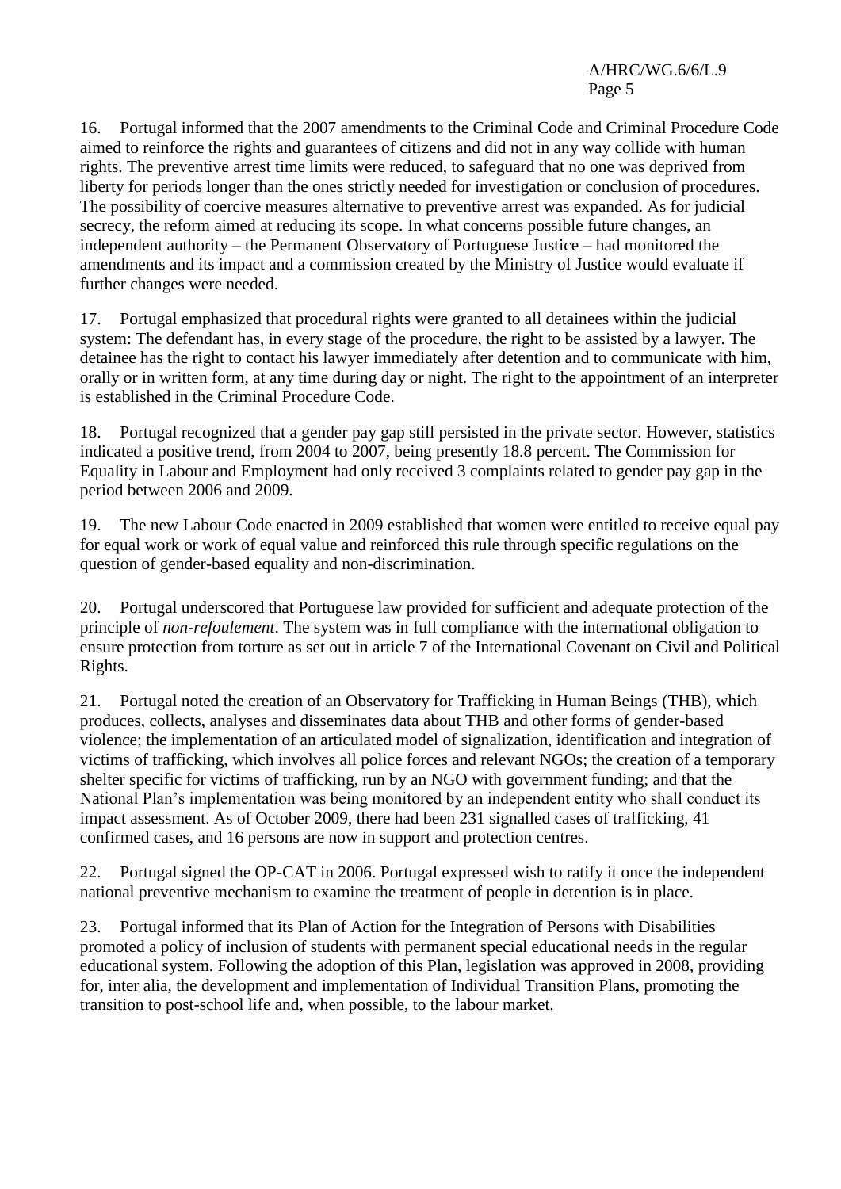16. Portugal informed that the 2007 amendments to the Criminal Code and Criminal Procedure Code aimed to reinforce the rights and guarantees of citizens and did not in any way collide with human rights. The preventive arrest time limits were reduced, to safeguard that no one was deprived from liberty for periods longer than the ones strictly needed for investigation or conclusion of procedures. The possibility of coercive measures alternative to preventive arrest was expanded. As for judicial secrecy, the reform aimed at reducing its scope. In what concerns possible future changes, an independent authority – the Permanent Observatory of Portuguese Justice – had monitored the amendments and its impact and a commission created by the Ministry of Justice would evaluate if further changes were needed.

17. Portugal emphasized that procedural rights were granted to all detainees within the judicial system: The defendant has, in every stage of the procedure, the right to be assisted by a lawyer. The detainee has the right to contact his lawyer immediately after detention and to communicate with him, orally or in written form, at any time during day or night. The right to the appointment of an interpreter is established in the Criminal Procedure Code.

18. Portugal recognized that a gender pay gap still persisted in the private sector. However, statistics indicated a positive trend, from 2004 to 2007, being presently 18.8 percent. The Commission for Equality in Labour and Employment had only received 3 complaints related to gender pay gap in the period between 2006 and 2009.

19. The new Labour Code enacted in 2009 established that women were entitled to receive equal pay for equal work or work of equal value and reinforced this rule through specific regulations on the question of gender-based equality and non-discrimination.

20. Portugal underscored that Portuguese law provided for sufficient and adequate protection of the principle of *non-refoulement*. The system was in full compliance with the international obligation to ensure protection from torture as set out in article 7 of the International Covenant on Civil and Political Rights.

21. Portugal noted the creation of an Observatory for Trafficking in Human Beings (THB), which produces, collects, analyses and disseminates data about THB and other forms of gender-based violence; the implementation of an articulated model of signalization, identification and integration of victims of trafficking, which involves all police forces and relevant NGOs; the creation of a temporary shelter specific for victims of trafficking, run by an NGO with government funding; and that the National Plan's implementation was being monitored by an independent entity who shall conduct its impact assessment. As of October 2009, there had been 231 signalled cases of trafficking, 41 confirmed cases, and 16 persons are now in support and protection centres.

22. Portugal signed the OP-CAT in 2006. Portugal expressed wish to ratify it once the independent national preventive mechanism to examine the treatment of people in detention is in place.

23. Portugal informed that its Plan of Action for the Integration of Persons with Disabilities promoted a policy of inclusion of students with permanent special educational needs in the regular educational system. Following the adoption of this Plan, legislation was approved in 2008, providing for, inter alia, the development and implementation of Individual Transition Plans, promoting the transition to post-school life and, when possible, to the labour market.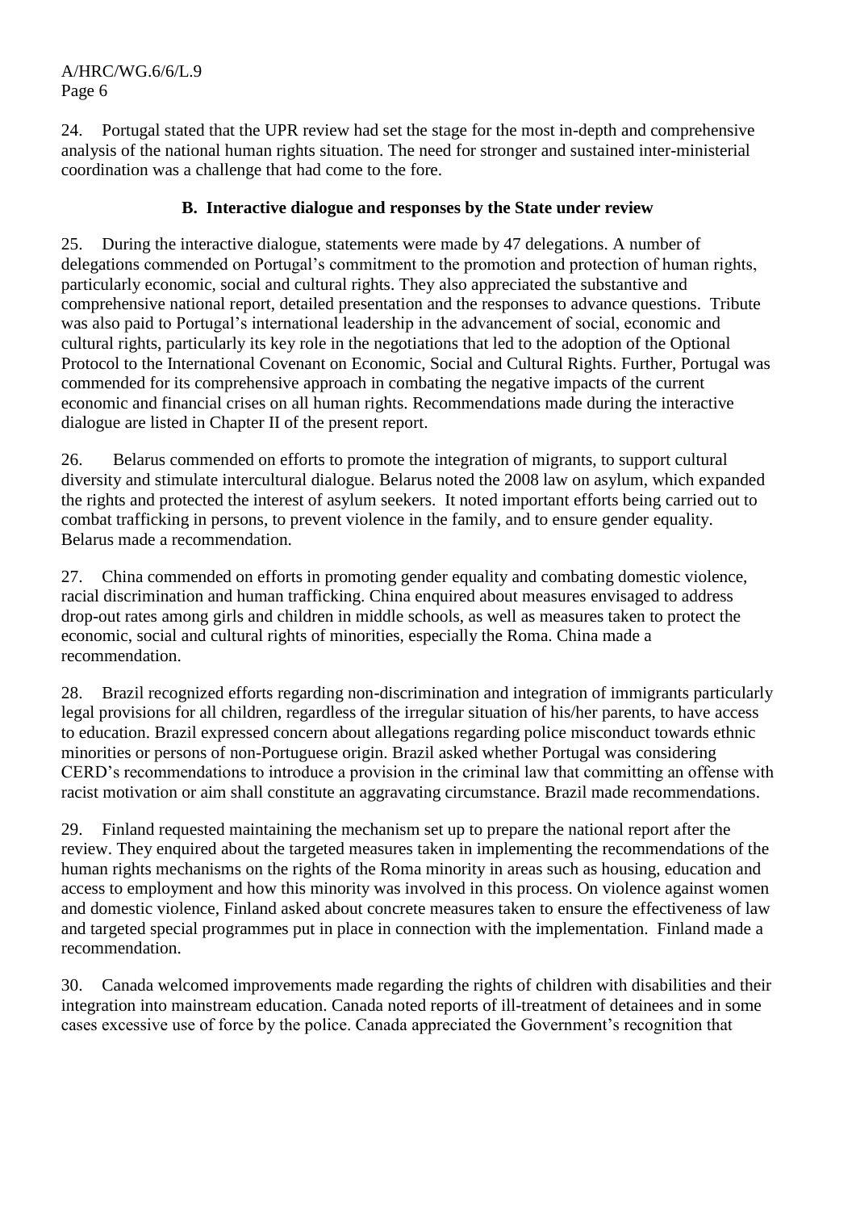24. Portugal stated that the UPR review had set the stage for the most in-depth and comprehensive analysis of the national human rights situation. The need for stronger and sustained inter-ministerial coordination was a challenge that had come to the fore.

### B. Interactive dialogue and responses by the State under review

25. During the interactive dialogue, statements were made by 47 delegations. A number of delegations commended on Portugal's commitment to the promotion and protection of human rights, particularly economic, social and cultural rights. They also appreciated the substantive and comprehensive national report, detailed presentation and the responses to advance questions. Tribute was also paid to Portugal's international leadership in the advancement of social, economic and cultural rights, particularly its key role in the negotiations that led to the adoption of the Optional Protocol to the International Covenant on Economic, Social and Cultural Rights. Further, Portugal was commended for its comprehensive approach in combating the negative impacts of the current economic and financial crises on all human rights. Recommendations made during the interactive dialogue are listed in Chapter II of the present report.

26. Belarus commended on efforts to promote the integration of migrants, to support cultural diversity and stimulate intercultural dialogue. Belarus noted the 2008 law on asylum, which expanded the rights and protected the interest of asylum seekers. It noted important efforts being carried out to combat trafficking in persons, to prevent violence in the family, and to ensure gender equality. Belarus made a recommendation.

27. China commended on efforts in promoting gender equality and combating domestic violence, racial discrimination and human trafficking. China enquired about measures envisaged to address drop-out rates among girls and children in middle schools, as well as measures taken to protect the economic, social and cultural rights of minorities, especially the Roma. China made a recommendation.

28. Brazil recognized efforts regarding non-discrimination and integration of immigrants particularly legal provisions for all children, regardless of the irregular situation of his/her parents, to have access to education. Brazil expressed concern about allegations regarding police misconduct towards ethnic minorities or persons of non-Portuguese origin. Brazil asked whether Portugal was considering CERD's recommendations to introduce a provision in the criminal law that committing an offense with racist motivation or aim shall constitute an aggravating circumstance. Brazil made recommendations.

29. Finland requested maintaining the mechanism set up to prepare the national report after the review. They enquired about the targeted measures taken in implementing the recommendations of the human rights mechanisms on the rights of the Roma minority in areas such as housing, education and access to employment and how this minority was involved in this process. On violence against women and domestic violence, Finland asked about concrete measures taken to ensure the effectiveness of law and targeted special programmes put in place in connection with the implementation. Finland made a recommendation.

30. Canada welcomed improvements made regarding the rights of children with disabilities and their integration into mainstream education. Canada noted reports of ill-treatment of detainees and in some cases excessive use of force by the police. Canada appreciated the Government's recognition that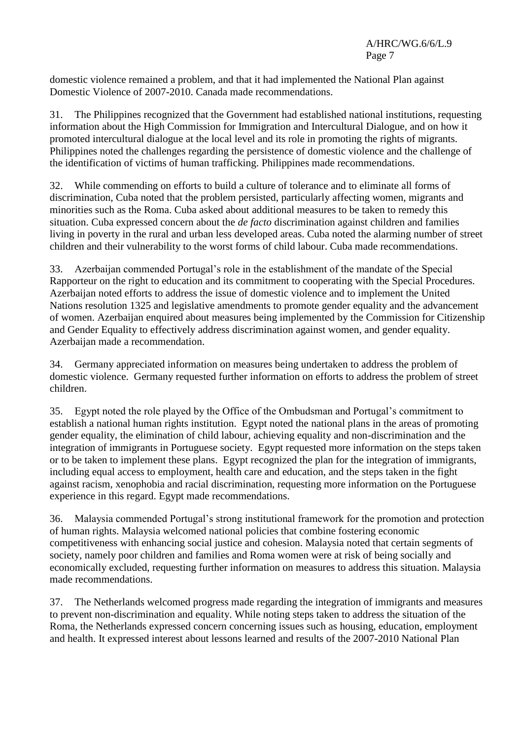domestic violence remained a problem, and that it had implemented the National Plan against Domestic Violence of 2007-2010. Canada made recommendations.

31. The Philippines recognized that the Government had established national institutions, requesting information about the High Commission for Immigration and Intercultural Dialogue, and on how it promoted intercultural dialogue at the local level and its role in promoting the rights of migrants. Philippines noted the challenges regarding the persistence of domestic violence and the challenge of the identification of victims of human trafficking. Philippines made recommendations.

32. While commending on efforts to build a culture of tolerance and to eliminate all forms of discrimination, Cuba noted that the problem persisted, particularly affecting women, migrants and minorities such as the Roma. Cuba asked about additional measures to be taken to remedy this situation. Cuba expressed concern about the *de facto* discrimination against children and families living in poverty in the rural and urban less developed areas. Cuba noted the alarming number of street children and their vulnerability to the worst forms of child labour. Cuba made recommendations.

33. Azerbaijan commended Portugal's role in the establishment of the mandate of the Special Rapporteur on the right to education and its commitment to cooperating with the Special Procedures. Azerbaijan noted efforts to address the issue of domestic violence and to implement the United Nations resolution 1325 and legislative amendments to promote gender equality and the advancement of women. Azerbaijan enquired about measures being implemented by the Commission for Citizenship and Gender Equality to effectively address discrimination against women, and gender equality. Azerbaijan made a recommendation.

34. Germany appreciated information on measures being undertaken to address the problem of domestic violence. Germany requested further information on efforts to address the problem of street children.

35. Egypt noted the role played by the Office of the Ombudsman and Portugal's commitment to establish a national human rights institution. Egypt noted the national plans in the areas of promoting gender equality, the elimination of child labour, achieving equality and non-discrimination and the integration of immigrants in Portuguese society. Egypt requested more information on the steps taken or to be taken to implement these plans. Egypt recognized the plan for the integration of immigrants, including equal access to employment, health care and education, and the steps taken in the fight against racism, xenophobia and racial discrimination, requesting more information on the Portuguese experience in this regard. Egypt made recommendations.

36. Malaysia commended Portugal's strong institutional framework for the promotion and protection of human rights. Malaysia welcomed national policies that combine fostering economic competitiveness with enhancing social justice and cohesion. Malaysia noted that certain segments of society, namely poor children and families and Roma women were at risk of being socially and economically excluded, requesting further information on measures to address this situation. Malaysia made recommendations.

37. The Netherlands welcomed progress made regarding the integration of immigrants and measures to prevent non-discrimination and equality. While noting steps taken to address the situation of the Roma, the Netherlands expressed concern concerning issues such as housing, education, employment and health. It expressed interest about lessons learned and results of the 2007-2010 National Plan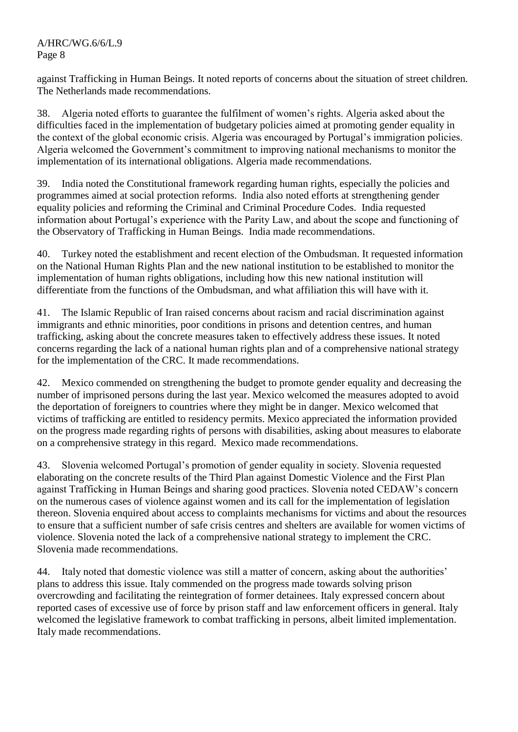against Trafficking in Human Beings. It noted reports of concerns about the situation of street children. The Netherlands made recommendations.

38. Algeria noted efforts to guarantee the fulfilment of women's rights. Algeria asked about the difficulties faced in the implementation of budgetary policies aimed at promoting gender equality in the context of the global economic crisis. Algeria was encouraged by Portugal's immigration policies. Algeria welcomed the Government's commitment to improving national mechanisms to monitor the implementation of its international obligations. Algeria made recommendations.

39. India noted the Constitutional framework regarding human rights, especially the policies and programmes aimed at social protection reforms. India also noted efforts at strengthening gender equality policies and reforming the Criminal and Criminal Procedure Codes. India requested information about Portugal's experience with the Parity Law, and about the scope and functioning of the Observatory of Trafficking in Human Beings. India made recommendations.

40. Turkey noted the establishment and recent election of the Ombudsman. It requested information on the National Human Rights Plan and the new national institution to be established to monitor the implementation of human rights obligations, including how this new national institution will differentiate from the functions of the Ombudsman, and what affiliation this will have with it.

41. The Islamic Republic of Iran raised concerns about racism and racial discrimination against immigrants and ethnic minorities, poor conditions in prisons and detention centres, and human trafficking, asking about the concrete measures taken to effectively address these issues. It noted concerns regarding the lack of a national human rights plan and of a comprehensive national strategy for the implementation of the CRC. It made recommendations.

42. Mexico commended on strengthening the budget to promote gender equality and decreasing the number of imprisoned persons during the last year. Mexico welcomed the measures adopted to avoid the deportation of foreigners to countries where they might be in danger. Mexico welcomed that victims of trafficking are entitled to residency permits. Mexico appreciated the information provided on the progress made regarding rights of persons with disabilities, asking about measures to elaborate on a comprehensive strategy in this regard. Mexico made recommendations.

43. Slovenia welcomed Portugal's promotion of gender equality in society. Slovenia requested elaborating on the concrete results of the Third Plan against Domestic Violence and the First Plan against Trafficking in Human Beings and sharing good practices. Slovenia noted CEDAW's concern on the numerous cases of violence against women and its call for the implementation of legislation thereon. Slovenia enquired about access to complaints mechanisms for victims and about the resources to ensure that a sufficient number of safe crisis centres and shelters are available for women victims of violence. Slovenia noted the lack of a comprehensive national strategy to implement the CRC. Slovenia made recommendations.

44. Italy noted that domestic violence was still a matter of concern, asking about the authorities' plans to address this issue. Italy commended on the progress made towards solving prison overcrowding and facilitating the reintegration of former detainees. Italy expressed concern about reported cases of excessive use of force by prison staff and law enforcement officers in general. Italy welcomed the legislative framework to combat trafficking in persons, albeit limited implementation. Italy made recommendations.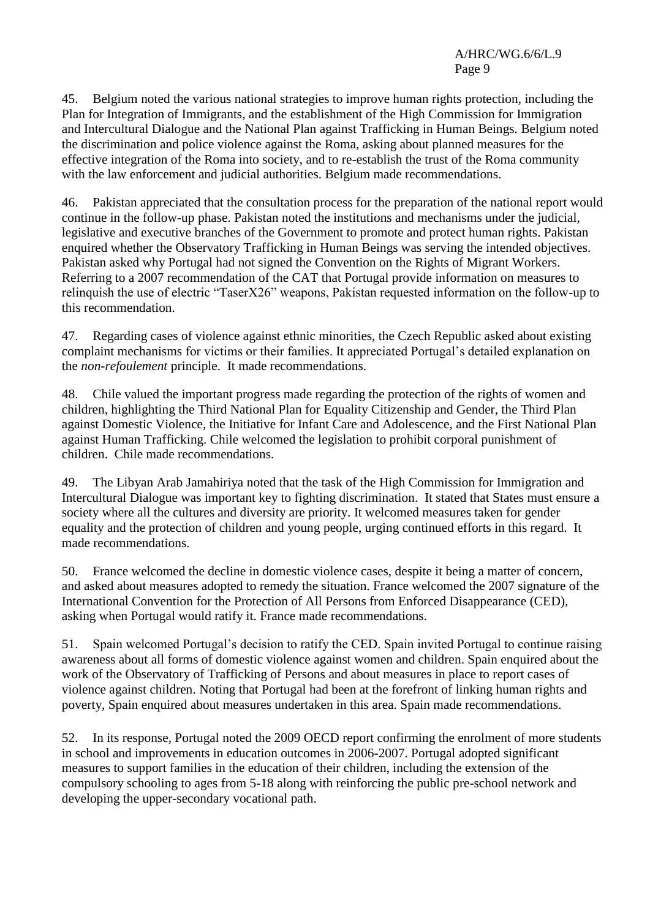45. Belgium noted the various national strategies to improve human rights protection, including the Plan for Integration of Immigrants, and the establishment of the High Commission for Immigration and Intercultural Dialogue and the National Plan against Trafficking in Human Beings. Belgium noted the discrimination and police violence against the Roma, asking about planned measures for the effective integration of the Roma into society, and to re-establish the trust of the Roma community with the law enforcement and judicial authorities. Belgium made recommendations.

46. Pakistan appreciated that the consultation process for the preparation of the national report would continue in the follow-up phase. Pakistan noted the institutions and mechanisms under the judicial, legislative and executive branches of the Government to promote and protect human rights. Pakistan enquired whether the Observatory Trafficking in Human Beings was serving the intended objectives. Pakistan asked why Portugal had not signed the Convention on the Rights of Migrant Workers. Referring to a 2007 recommendation of the CAT that Portugal provide information on measures to relinquish the use of electric "TaserX26" weapons, Pakistan requested information on the follow-up to this recommendation.

47. Regarding cases of violence against ethnic minorities, the Czech Republic asked about existing complaint mechanisms for victims or their families. It appreciated Portugal's detailed explanation on the *non-refoulement* principle. It made recommendations.

48. Chile valued the important progress made regarding the protection of the rights of women and children, highlighting the Third National Plan for Equality Citizenship and Gender, the Third Plan against Domestic Violence, the Initiative for Infant Care and Adolescence, and the First National Plan against Human Trafficking. Chile welcomed the legislation to prohibit corporal punishment of children. Chile made recommendations.

49. The Libyan Arab Jamahiriya noted that the task of the High Commission for Immigration and Intercultural Dialogue was important key to fighting discrimination. It stated that States must ensure a society where all the cultures and diversity are priority. It welcomed measures taken for gender equality and the protection of children and young people, urging continued efforts in this regard. It made recommendations.

50. France welcomed the decline in domestic violence cases, despite it being a matter of concern, and asked about measures adopted to remedy the situation. France welcomed the 2007 signature of the International Convention for the Protection of All Persons from Enforced Disappearance (CED), asking when Portugal would ratify it. France made recommendations.

51. Spain welcomed Portugal's decision to ratify the CED. Spain invited Portugal to continue raising awareness about all forms of domestic violence against women and children. Spain enquired about the work of the Observatory of Trafficking of Persons and about measures in place to report cases of violence against children. Noting that Portugal had been at the forefront of linking human rights and poverty, Spain enquired about measures undertaken in this area. Spain made recommendations.

52. In its response, Portugal noted the 2009 OECD report confirming the enrolment of more students in school and improvements in education outcomes in 2006-2007. Portugal adopted significant measures to support families in the education of their children, including the extension of the compulsory schooling to ages from 5-18 along with reinforcing the public pre-school network and developing the upper-secondary vocational path.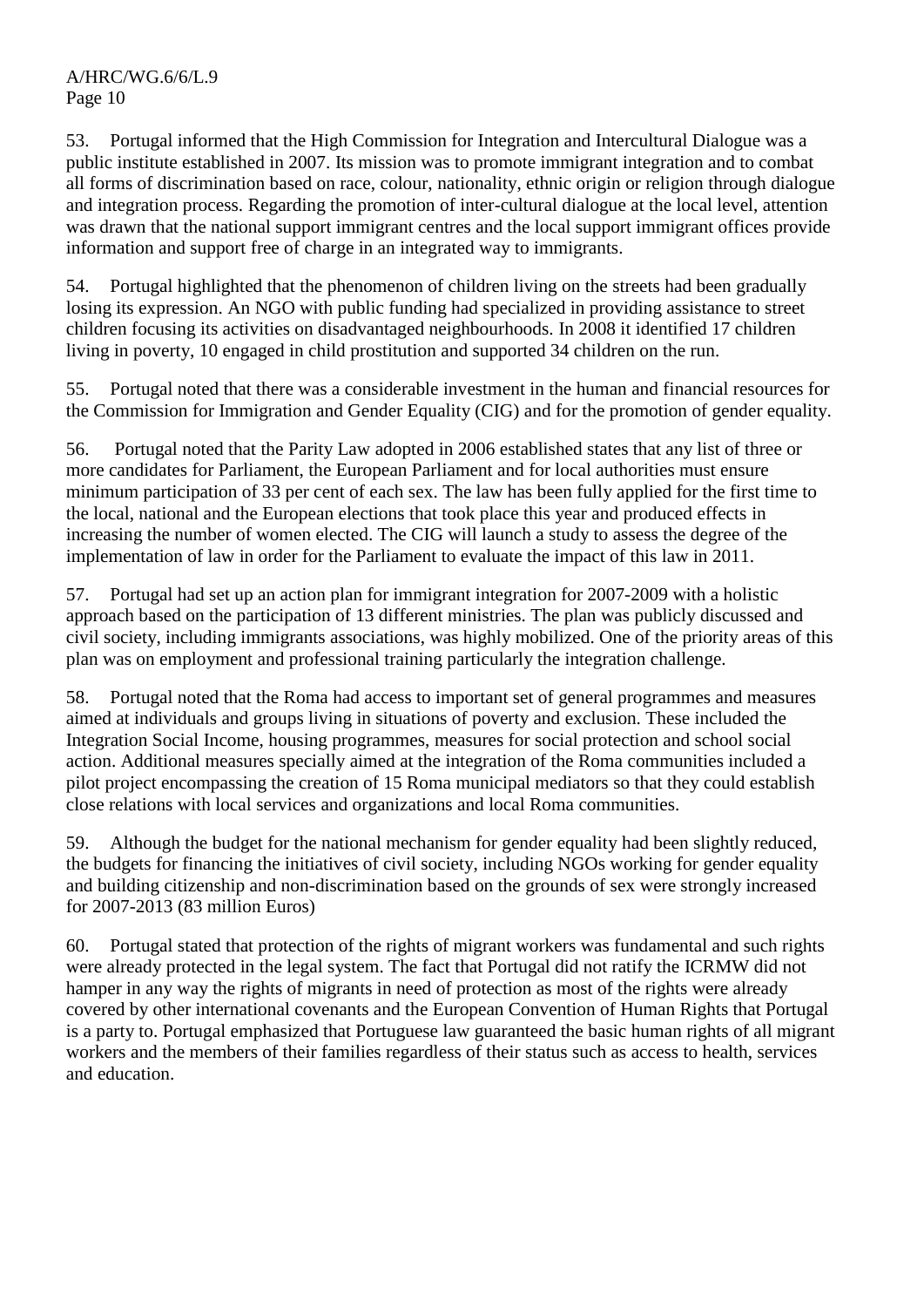53. Portugal informed that the High Commission for Integration and Intercultural Dialogue was a public institute established in 2007. Its mission was to promote immigrant integration and to combat all forms of discrimination based on race, colour, nationality, ethnic origin or religion through dialogue and integration process. Regarding the promotion of inter-cultural dialogue at the local level, attention was drawn that the national support immigrant centres and the local support immigrant offices provide information and support free of charge in an integrated way to immigrants.

54. Portugal highlighted that the phenomenon of children living on the streets had been gradually losing its expression. An NGO with public funding had specialized in providing assistance to street children focusing its activities on disadvantaged neighbourhoods. In 2008 it identified 17 children living in poverty, 10 engaged in child prostitution and supported 34 children on the run.

55. Portugal noted that there was a considerable investment in the human and financial resources for the Commission for Immigration and Gender Equality (CIG) and for the promotion of gender equality.

56. Portugal noted that the Parity Law adopted in 2006 established states that any list of three or more candidates for Parliament, the European Parliament and for local authorities must ensure minimum participation of 33 per cent of each sex. The law has been fully applied for the first time to the local, national and the European elections that took place this year and produced effects in increasing the number of women elected. The CIG will launch a study to assess the degree of the implementation of law in order for the Parliament to evaluate the impact of this law in 2011.

57. Portugal had set up an action plan for immigrant integration for 2007-2009 with a holistic approach based on the participation of 13 different ministries. The plan was publicly discussed and civil society, including immigrants associations, was highly mobilized. One of the priority areas of this plan was on employment and professional training particularly the integration challenge.

58. Portugal noted that the Roma had access to important set of general programmes and measures aimed at individuals and groups living in situations of poverty and exclusion. These included the Integration Social Income, housing programmes, measures for social protection and school social action. Additional measures specially aimed at the integration of the Roma communities included a pilot project encompassing the creation of 15 Roma municipal mediators so that they could establish close relations with local services and organizations and local Roma communities.

59. Although the budget for the national mechanism for gender equality had been slightly reduced, the budgets for financing the initiatives of civil society, including NGOs working for gender equality and building citizenship and non-discrimination based on the grounds of sex were strongly increased for 2007-2013 (83 million Euros)

60. Portugal stated that protection of the rights of migrant workers was fundamental and such rights were already protected in the legal system. The fact that Portugal did not ratify the ICRMW did not hamper in any way the rights of migrants in need of protection as most of the rights were already covered by other international covenants and the European Convention of Human Rights that Portugal is a party to. Portugal emphasized that Portuguese law guaranteed the basic human rights of all migrant workers and the members of their families regardless of their status such as access to health, services and education.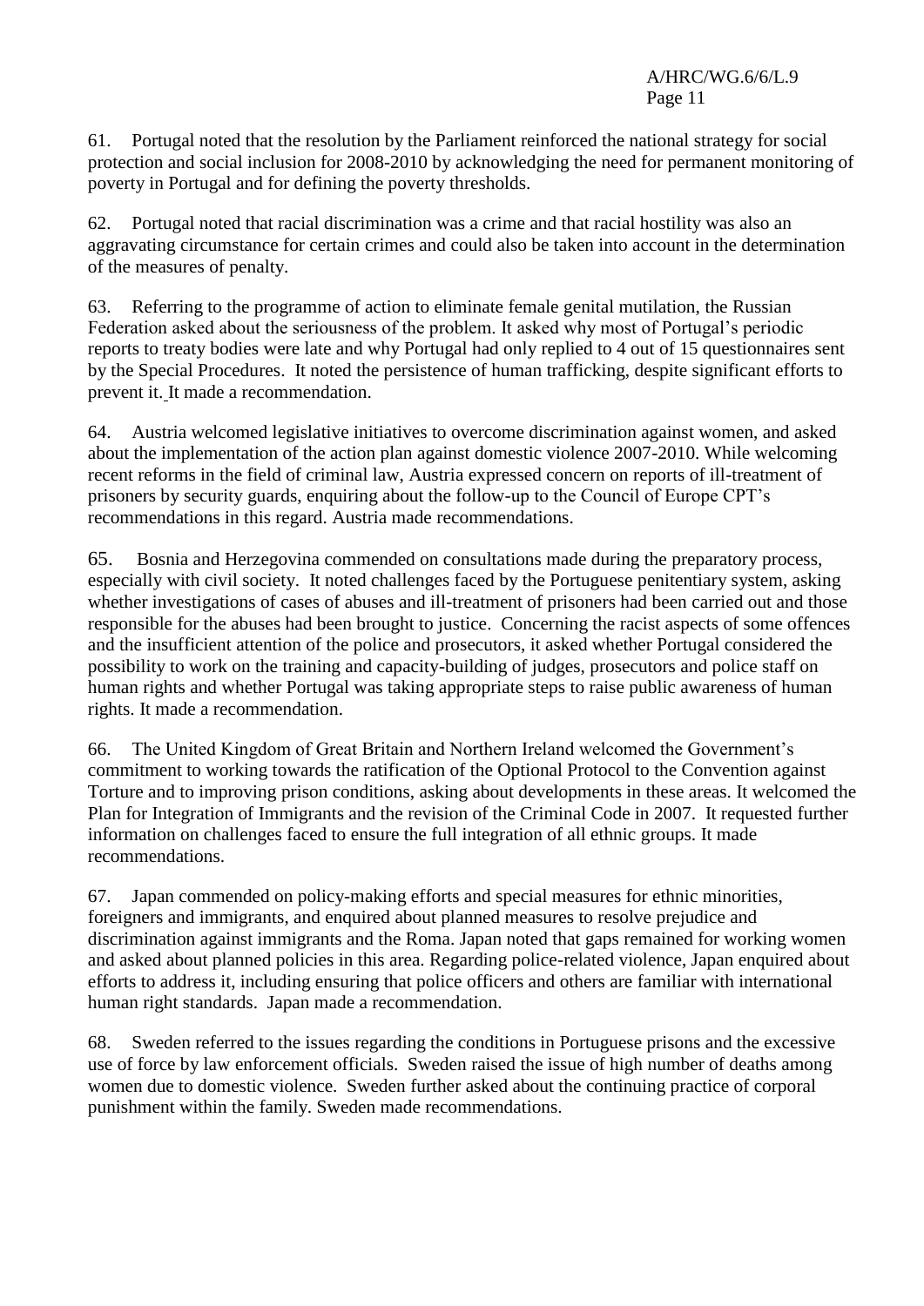61. Portugal noted that the resolution by the Parliament reinforced the national strategy for social protection and social inclusion for 2008-2010 by acknowledging the need for permanent monitoring of poverty in Portugal and for defining the poverty thresholds.

62. Portugal noted that racial discrimination was a crime and that racial hostility was also an aggravating circumstance for certain crimes and could also be taken into account in the determination of the measures of penalty.

63. Referring to the programme of action to eliminate female genital mutilation, the Russian Federation asked about the seriousness of the problem. It asked why most of Portugal's periodic reports to treaty bodies were late and why Portugal had only replied to 4 out of 15 questionnaires sent by the Special Procedures. It noted the persistence of human trafficking, despite significant efforts to prevent it. It made a recommendation.

64. Austria welcomed legislative initiatives to overcome discrimination against women, and asked about the implementation of the action plan against domestic violence 2007-2010. While welcoming recent reforms in the field of criminal law, Austria expressed concern on reports of ill-treatment of prisoners by security guards, enquiring about the follow-up to the Council of Europe CPT's recommendations in this regard. Austria made recommendations.

65. Bosnia and Herzegovina commended on consultations made during the preparatory process, especially with civil society. It noted challenges faced by the Portuguese penitentiary system, asking whether investigations of cases of abuses and ill-treatment of prisoners had been carried out and those responsible for the abuses had been brought to justice. Concerning the racist aspects of some offences and the insufficient attention of the police and prosecutors, it asked whether Portugal considered the possibility to work on the training and capacity-building of judges, prosecutors and police staff on human rights and whether Portugal was taking appropriate steps to raise public awareness of human rights. It made a recommendation.

66. The United Kingdom of Great Britain and Northern Ireland welcomed the Government's commitment to working towards the ratification of the Optional Protocol to the Convention against Torture and to improving prison conditions, asking about developments in these areas. It welcomed the Plan for Integration of Immigrants and the revision of the Criminal Code in 2007. It requested further information on challenges faced to ensure the full integration of all ethnic groups. It made recommendations.

67. Japan commended on policy-making efforts and special measures for ethnic minorities, foreigners and immigrants, and enquired about planned measures to resolve prejudice and discrimination against immigrants and the Roma. Japan noted that gaps remained for working women and asked about planned policies in this area. Regarding police-related violence, Japan enquired about efforts to address it, including ensuring that police officers and others are familiar with international human right standards. Japan made a recommendation.

68. Sweden referred to the issues regarding the conditions in Portuguese prisons and the excessive use of force by law enforcement officials. Sweden raised the issue of high number of deaths among women due to domestic violence. Sweden further asked about the continuing practice of corporal punishment within the family. Sweden made recommendations.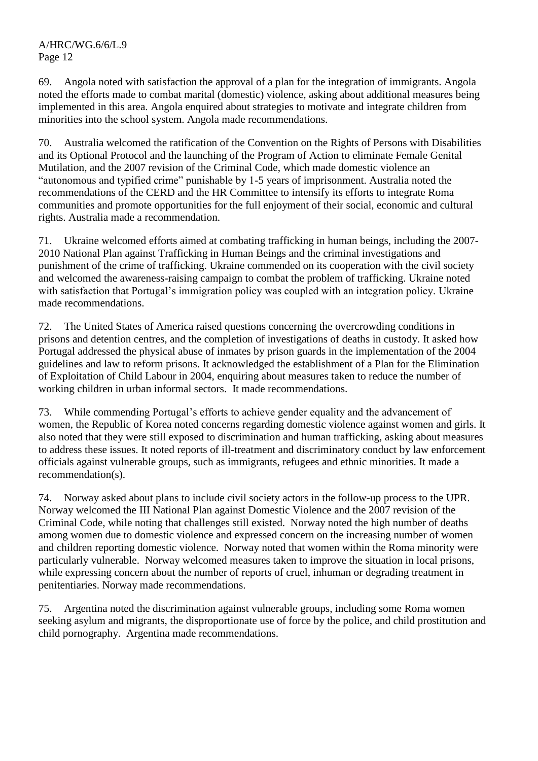69. Angola noted with satisfaction the approval of a plan for the integration of immigrants. Angola noted the efforts made to combat marital (domestic) violence, asking about additional measures being implemented in this area. Angola enquired about strategies to motivate and integrate children from minorities into the school system. Angola made recommendations.

70. Australia welcomed the ratification of the Convention on the Rights of Persons with Disabilities and its Optional Protocol and the launching of the Program of Action to eliminate Female Genital Mutilation, and the 2007 revision of the Criminal Code, which made domestic violence an "autonomous and typified crime" punishable by 1-5 years of imprisonment. Australia noted the recommendations of the CERD and the HR Committee to intensify its efforts to integrate Roma communities and promote opportunities for the full enjoyment of their social, economic and cultural rights. Australia made a recommendation.

71. Ukraine welcomed efforts aimed at combating trafficking in human beings, including the 2007-2010 National Plan against Trafficking in Human Beings and the criminal investigations and punishment of the crime of trafficking. Ukraine commended on its cooperation with the civil society and welcomed the awareness-raising campaign to combat the problem of trafficking. Ukraine noted with satisfaction that Portugal's immigration policy was coupled with an integration policy. Ukraine made recommendations.

72. The United States of America raised questions concerning the overcrowding conditions in prisons and detention centres, and the completion of investigations of deaths in custody. It asked how Portugal addressed the physical abuse of inmates by prison guards in the implementation of the 2004 guidelines and law to reform prisons. It acknowledged the establishment of a Plan for the Elimination of Exploitation of Child Labour in 2004, enquiring about measures taken to reduce the number of working children in urban informal sectors. It made recommendations.

73. While commending Portugal's efforts to achieve gender equality and the advancement of women, the Republic of Korea noted concerns regarding domestic violence against women and girls. It also noted that they were still exposed to discrimination and human trafficking, asking about measures to address these issues. It noted reports of ill-treatment and discriminatory conduct by law enforcement officials against vulnerable groups, such as immigrants, refugees and ethnic minorities. It made a recommendation(s).

74. Norway asked about plans to include civil society actors in the follow-up process to the UPR. Norway welcomed the III National Plan against Domestic Violence and the 2007 revision of the Criminal Code, while noting that challenges still existed. Norway noted the high number of deaths among women due to domestic violence and expressed concern on the increasing number of women and children reporting domestic violence. Norway noted that women within the Roma minority were particularly vulnerable. Norway welcomed measures taken to improve the situation in local prisons, while expressing concern about the number of reports of cruel, inhuman or degrading treatment in penitentiaries. Norway made recommendations.

75. Argentina noted the discrimination against vulnerable groups, including some Roma women seeking asylum and migrants, the disproportionate use of force by the police, and child prostitution and child pornography. Argentina made recommendations.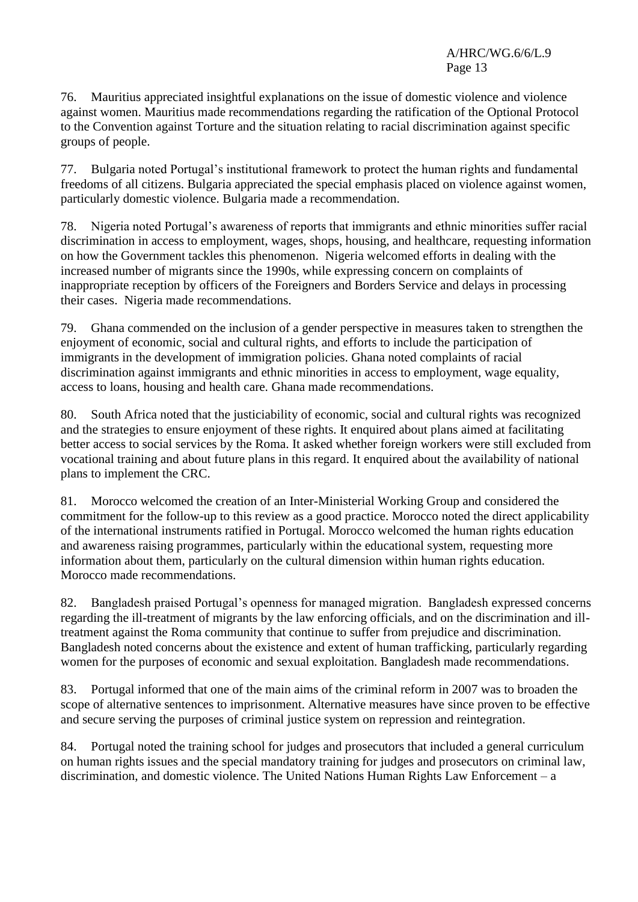76. Mauritius appreciated insightful explanations on the issue of domestic violence and violence against women. Mauritius made recommendations regarding the ratification of the Optional Protocol to the Convention against Torture and the situation relating to racial discrimination against specific groups of people.

77. Bulgaria noted Portugal's institutional framework to protect the human rights and fundamental freedoms of all citizens. Bulgaria appreciated the special emphasis placed on violence against women, particularly domestic violence. Bulgaria made a recommendation.

78. Nigeria noted Portugal's awareness of reports that immigrants and ethnic minorities suffer racial discrimination in access to employment, wages, shops, housing, and healthcare, requesting information on how the Government tackles this phenomenon. Nigeria welcomed efforts in dealing with the increased number of migrants since the 1990s, while expressing concern on complaints of inappropriate reception by officers of the Foreigners and Borders Service and delays in processing their cases. Nigeria made recommendations.

79. Ghana commended on the inclusion of a gender perspective in measures taken to strengthen the enjoyment of economic, social and cultural rights, and efforts to include the participation of immigrants in the development of immigration policies. Ghana noted complaints of racial discrimination against immigrants and ethnic minorities in access to employment, wage equality, access to loans, housing and health care. Ghana made recommendations.

80. South Africa noted that the justiciability of economic, social and cultural rights was recognized and the strategies to ensure enjoyment of these rights. It enquired about plans aimed at facilitating better access to social services by the Roma. It asked whether foreign workers were still excluded from vocational training and about future plans in this regard. It enquired about the availability of national plans to implement the CRC.

81. Morocco welcomed the creation of an Inter-Ministerial Working Group and considered the commitment for the follow-up to this review as a good practice. Morocco noted the direct applicability of the international instruments ratified in Portugal. Morocco welcomed the human rights education and awareness raising programmes, particularly within the educational system, requesting more information about them, particularly on the cultural dimension within human rights education. Morocco made recommendations.

82. Bangladesh praised Portugal's openness for managed migration. Bangladesh expressed concerns regarding the ill-treatment of migrants by the law enforcing officials, and on the discrimination and ill-treatment against the Roma community that continue to suffer from prejudice and discrimination. Bangladesh noted concerns about the existence and extent of human trafficking, particularly regarding women for the purposes of economic and sexual exploitation. Bangladesh made recommendations.

83. Portugal informed that one of the main aims of the criminal reform in 2007 was to broaden the scope of alternative sentences to imprisonment. Alternative measures have since proven to be effective and secure serving the purposes of criminal justice system on repression and reintegration.

84. Portugal noted the training school for judges and prosecutors that included a general curriculum on human rights issues and the special mandatory training for judges and prosecutors on criminal law, discrimination, and domestic violence. The United Nations Human Rights Law Enforcement – a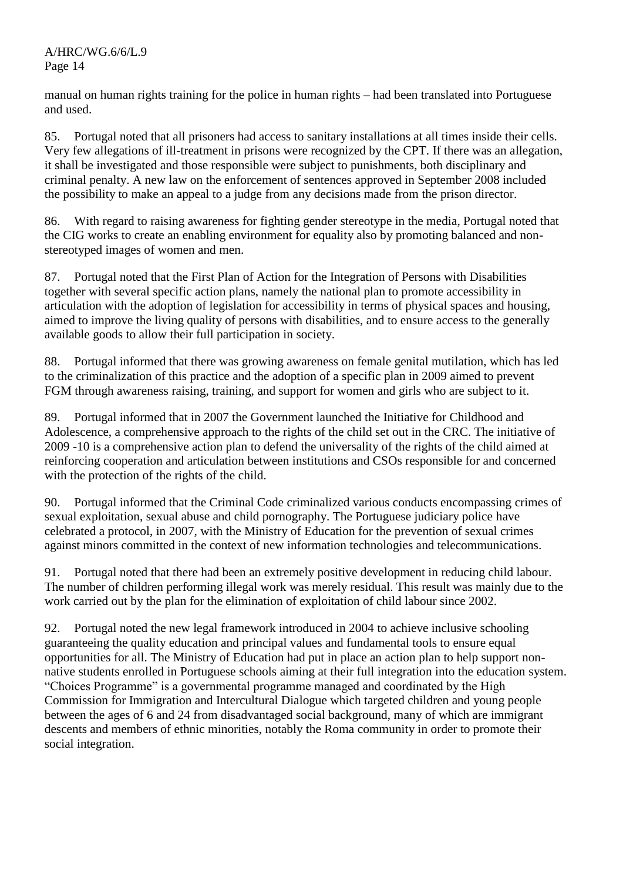manual on human rights training for the police in human rights – had been translated into Portuguese and used.

85. Portugal noted that all prisoners had access to sanitary installations at all times inside their cells. Very few allegations of ill-treatment in prisons were recognized by the CPT. If there was an allegation, it shall be investigated and those responsible were subject to punishments, both disciplinary and criminal penalty. A new law on the enforcement of sentences approved in September 2008 included the possibility to make an appeal to a judge from any decisions made from the prison director.

86. With regard to raising awareness for fighting gender stereotype in the media, Portugal noted that the CIG works to create an enabling environment for equality also by promoting balanced and non-stereotyped images of women and men.

87. Portugal noted that the First Plan of Action for the Integration of Persons with Disabilities together with several specific action plans, namely the national plan to promote accessibility in articulation with the adoption of legislation for accessibility in terms of physical spaces and housing, aimed to improve the living quality of persons with disabilities, and to ensure access to the generally available goods to allow their full participation in society.

88. Portugal informed that there was growing awareness on female genital mutilation, which has led to the criminalization of this practice and the adoption of a specific plan in 2009 aimed to prevent FGM through awareness raising, training, and support for women and girls who are subject to it.

89. Portugal informed that in 2007 the Government launched the Initiative for Childhood and Adolescence, a comprehensive approach to the rights of the child set out in the CRC. The initiative of 2009 -10 is a comprehensive action plan to defend the universality of the rights of the child aimed at reinforcing cooperation and articulation between institutions and CSOs responsible for and concerned with the protection of the rights of the child.

90. Portugal informed that the Criminal Code criminalized various conducts encompassing crimes of sexual exploitation, sexual abuse and child pornography. The Portuguese judiciary police have celebrated a protocol, in 2007, with the Ministry of Education for the prevention of sexual crimes against minors committed in the context of new information technologies and telecommunications.

91. Portugal noted that there had been an extremely positive development in reducing child labour. The number of children performing illegal work was merely residual. This result was mainly due to the work carried out by the plan for the elimination of exploitation of child labour since 2002.

92. Portugal noted the new legal framework introduced in 2004 to achieve inclusive schooling guaranteeing the quality education and principal values and fundamental tools to ensure equal opportunities for all. The Ministry of Education had put in place an action plan to help support non-native students enrolled in Portuguese schools aiming at their full integration into the education system. "Choices Programme" is a governmental programme managed and coordinated by the High Commission for Immigration and Intercultural Dialogue which targeted children and young people between the ages of 6 and 24 from disadvantaged social background, many of which are immigrant descents and members of ethnic minorities, notably the Roma community in order to promote their social integration.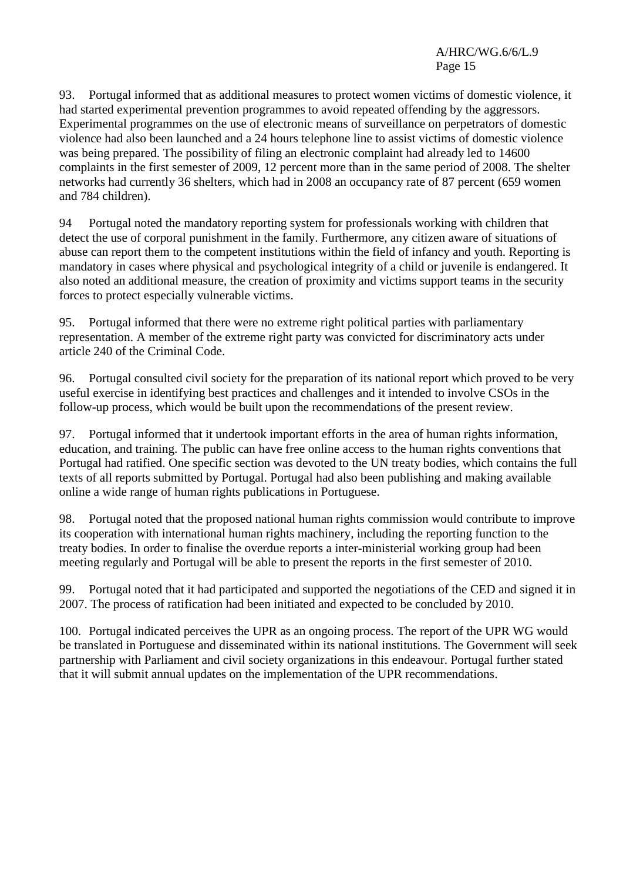93. Portugal informed that as additional measures to protect women victims of domestic violence, it had started experimental prevention programmes to avoid repeated offending by the aggressors. Experimental programmes on the use of electronic means of surveillance on perpetrators of domestic violence had also been launched and a 24 hours telephone line to assist victims of domestic violence was being prepared. The possibility of filing an electronic complaint had already led to 14600 complaints in the first semester of 2009, 12 percent more than in the same period of 2008. The shelter networks had currently 36 shelters, which had in 2008 an occupancy rate of 87 percent (659 women and 784 children).

94 Portugal noted the mandatory reporting system for professionals working with children that detect the use of corporal punishment in the family. Furthermore, any citizen aware of situations of abuse can report them to the competent institutions within the field of infancy and youth. Reporting is mandatory in cases where physical and psychological integrity of a child or juvenile is endangered. It also noted an additional measure, the creation of proximity and victims support teams in the security forces to protect especially vulnerable victims.

95. Portugal informed that there were no extreme right political parties with parliamentary representation. A member of the extreme right party was convicted for discriminatory acts under article 240 of the Criminal Code.

96. Portugal consulted civil society for the preparation of its national report which proved to be very useful exercise in identifying best practices and challenges and it intended to involve CSOs in the follow-up process, which would be built upon the recommendations of the present review.

97. Portugal informed that it undertook important efforts in the area of human rights information, education, and training. The public can have free online access to the human rights conventions that Portugal had ratified. One specific section was devoted to the UN treaty bodies, which contains the full texts of all reports submitted by Portugal. Portugal had also been publishing and making available online a wide range of human rights publications in Portuguese.

98. Portugal noted that the proposed national human rights commission would contribute to improve its cooperation with international human rights machinery, including the reporting function to the treaty bodies. In order to finalise the overdue reports a inter-ministerial working group had been meeting regularly and Portugal will be able to present the reports in the first semester of 2010.

99. Portugal noted that it had participated and supported the negotiations of the CED and signed it in 2007. The process of ratification had been initiated and expected to be concluded by 2010.

100. Portugal indicated perceives the UPR as an ongoing process. The report of the UPR WG would be translated in Portuguese and disseminated within its national institutions. The Government will seek partnership with Parliament and civil society organizations in this endeavour. Portugal further stated that it will submit annual updates on the implementation of the UPR recommendations.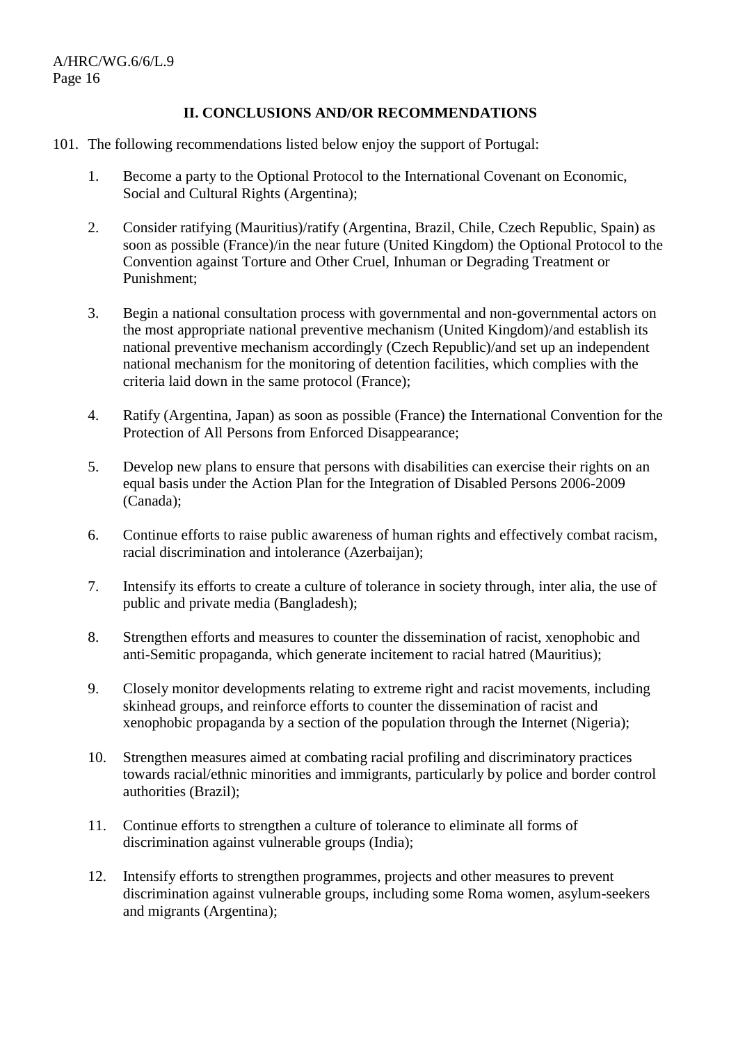## II. CONCLUSIONS AND/OR RECOMMENDATIONS

101. The following recommendations listed below enjoy the support of Portugal:

1. Become a party to the Optional Protocol to the International Covenant on Economic, Social and Cultural Rights (Argentina);

2. Consider ratifying (Mauritius)/ratify (Argentina, Brazil, Chile, Czech Republic, Spain) as soon as possible (France)/in the near future (United Kingdom) the Optional Protocol to the Convention against Torture and Other Cruel, Inhuman or Degrading Treatment or Punishment;

3. Begin a national consultation process with governmental and non-governmental actors on the most appropriate national preventive mechanism (United Kingdom)/and establish its national preventive mechanism accordingly (Czech Republic)/and set up an independent national mechanism for the monitoring of detention facilities, which complies with the criteria laid down in the same protocol (France);

4. Ratify (Argentina, Japan) as soon as possible (France) the International Convention for the Protection of All Persons from Enforced Disappearance;

5. Develop new plans to ensure that persons with disabilities can exercise their rights on an equal basis under the Action Plan for the Integration of Disabled Persons 2006-2009 (Canada);

6. Continue efforts to raise public awareness of human rights and effectively combat racism, racial discrimination and intolerance (Azerbaijan);

7. Intensify its efforts to create a culture of tolerance in society through, inter alia, the use of public and private media (Bangladesh);

8. Strengthen efforts and measures to counter the dissemination of racist, xenophobic and anti-Semitic propaganda, which generate incitement to racial hatred (Mauritius);

9. Closely monitor developments relating to extreme right and racist movements, including skinhead groups, and reinforce efforts to counter the dissemination of racist and xenophobic propaganda by a section of the population through the Internet (Nigeria);

10. Strengthen measures aimed at combating racial profiling and discriminatory practices towards racial/ethnic minorities and immigrants, particularly by police and border control authorities (Brazil);

11. Continue efforts to strengthen a culture of tolerance to eliminate all forms of discrimination against vulnerable groups (India);

12. Intensify efforts to strengthen programmes, projects and other measures to prevent discrimination against vulnerable groups, including some Roma women, asylum-seekers and migrants (Argentina);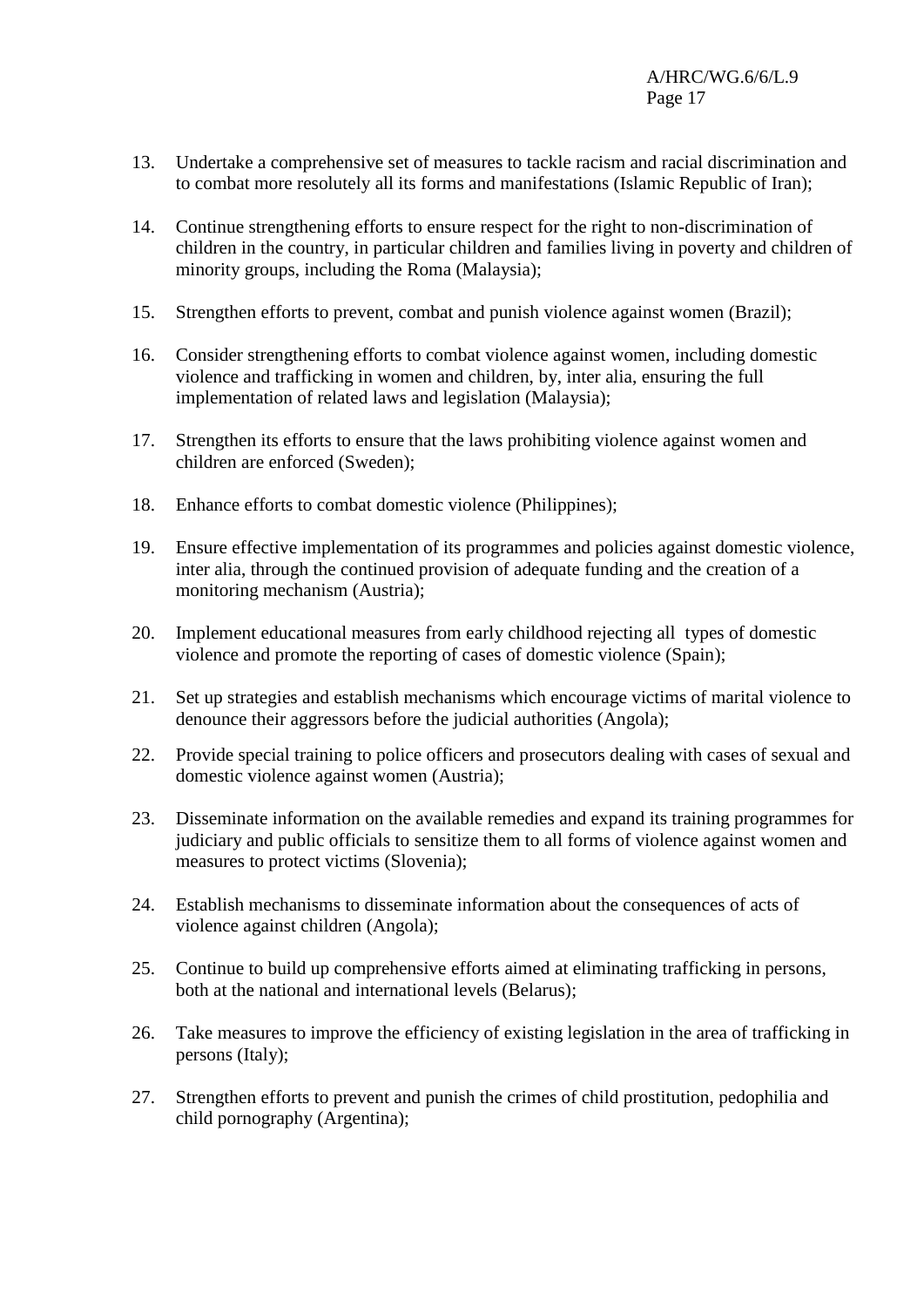13. Undertake a comprehensive set of measures to tackle racism and racial discrimination and to combat more resolutely all its forms and manifestations (Islamic Republic of Iran);

14. Continue strengthening efforts to ensure respect for the right to non-discrimination of children in the country, in particular children and families living in poverty and children of minority groups, including the Roma (Malaysia);

15. Strengthen efforts to prevent, combat and punish violence against women (Brazil);

16. Consider strengthening efforts to combat violence against women, including domestic violence and trafficking in women and children, by, inter alia, ensuring the full implementation of related laws and legislation (Malaysia);

17. Strengthen its efforts to ensure that the laws prohibiting violence against women and children are enforced (Sweden);

18. Enhance efforts to combat domestic violence (Philippines);

19. Ensure effective implementation of its programmes and policies against domestic violence, inter alia, through the continued provision of adequate funding and the creation of a monitoring mechanism (Austria);

20. Implement educational measures from early childhood rejecting all types of domestic violence and promote the reporting of cases of domestic violence (Spain);

21. Set up strategies and establish mechanisms which encourage victims of marital violence to denounce their aggressors before the judicial authorities (Angola);

22. Provide special training to police officers and prosecutors dealing with cases of sexual and domestic violence against women (Austria);

23. Disseminate information on the available remedies and expand its training programmes for judiciary and public officials to sensitize them to all forms of violence against women and measures to protect victims (Slovenia);

24. Establish mechanisms to disseminate information about the consequences of acts of violence against children (Angola);

25. Continue to build up comprehensive efforts aimed at eliminating trafficking in persons, both at the national and international levels (Belarus);

26. Take measures to improve the efficiency of existing legislation in the area of trafficking in persons (Italy);

27. Strengthen efforts to prevent and punish the crimes of child prostitution, pedophilia and child pornography (Argentina);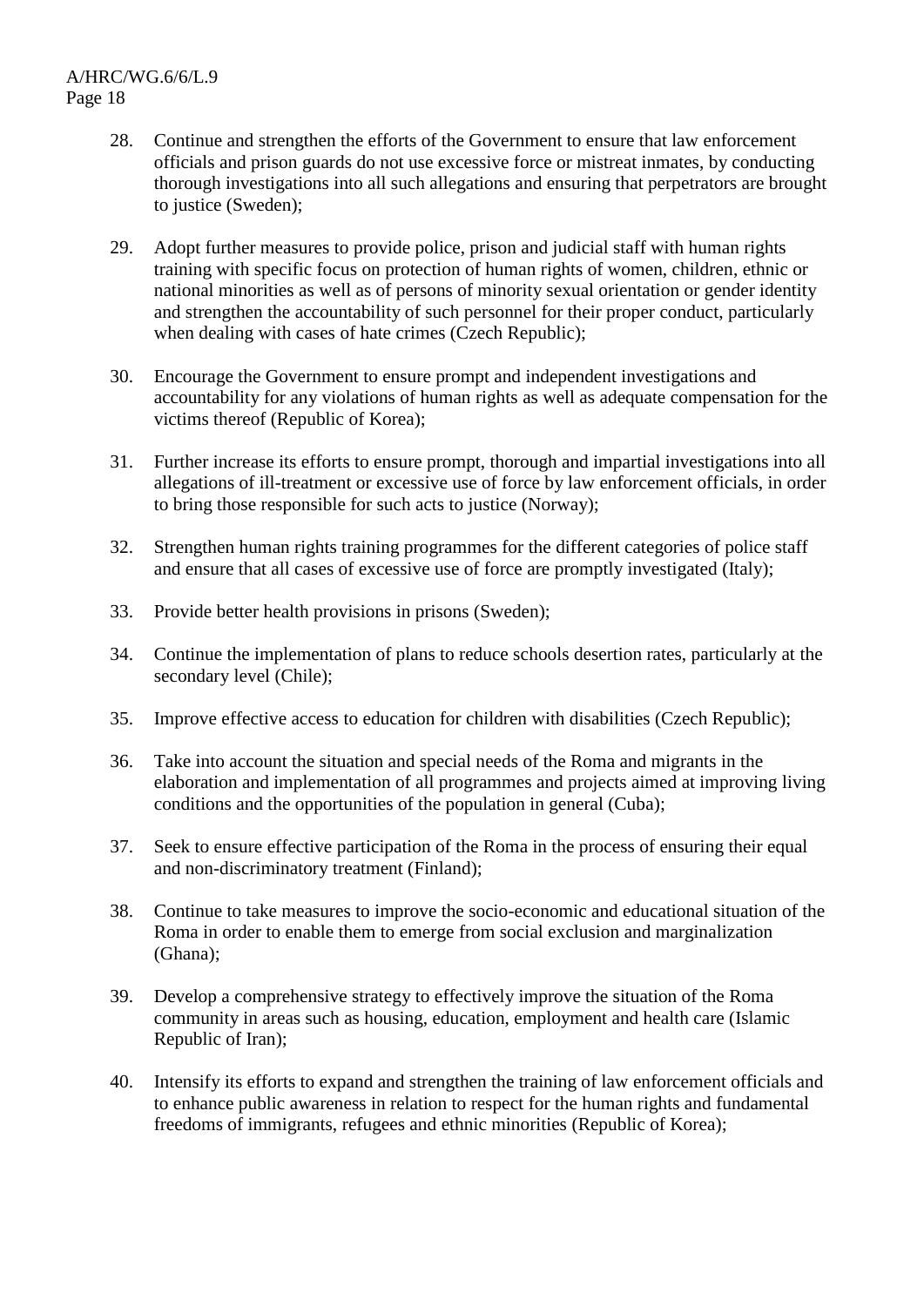28. Continue and strengthen the efforts of the Government to ensure that law enforcement officials and prison guards do not use excessive force or mistreat inmates, by conducting thorough investigations into all such allegations and ensuring that perpetrators are brought to justice (Sweden);

29. Adopt further measures to provide police, prison and judicial staff with human rights training with specific focus on protection of human rights of women, children, ethnic or national minorities as well as of persons of minority sexual orientation or gender identity and strengthen the accountability of such personnel for their proper conduct, particularly when dealing with cases of hate crimes (Czech Republic);

30. Encourage the Government to ensure prompt and independent investigations and accountability for any violations of human rights as well as adequate compensation for the victims thereof (Republic of Korea);

31. Further increase its efforts to ensure prompt, thorough and impartial investigations into all allegations of ill-treatment or excessive use of force by law enforcement officials, in order to bring those responsible for such acts to justice (Norway);

32. Strengthen human rights training programmes for the different categories of police staff and ensure that all cases of excessive use of force are promptly investigated (Italy);

33. Provide better health provisions in prisons (Sweden);

34. Continue the implementation of plans to reduce schools desertion rates, particularly at the secondary level (Chile);

35. Improve effective access to education for children with disabilities (Czech Republic);

36. Take into account the situation and special needs of the Roma and migrants in the elaboration and implementation of all programmes and projects aimed at improving living conditions and the opportunities of the population in general (Cuba);

37. Seek to ensure effective participation of the Roma in the process of ensuring their equal and non-discriminatory treatment (Finland);

38. Continue to take measures to improve the socio-economic and educational situation of the Roma in order to enable them to emerge from social exclusion and marginalization (Ghana);

39. Develop a comprehensive strategy to effectively improve the situation of the Roma community in areas such as housing, education, employment and health care (Islamic Republic of Iran);

40. Intensify its efforts to expand and strengthen the training of law enforcement officials and to enhance public awareness in relation to respect for the human rights and fundamental freedoms of immigrants, refugees and ethnic minorities (Republic of Korea);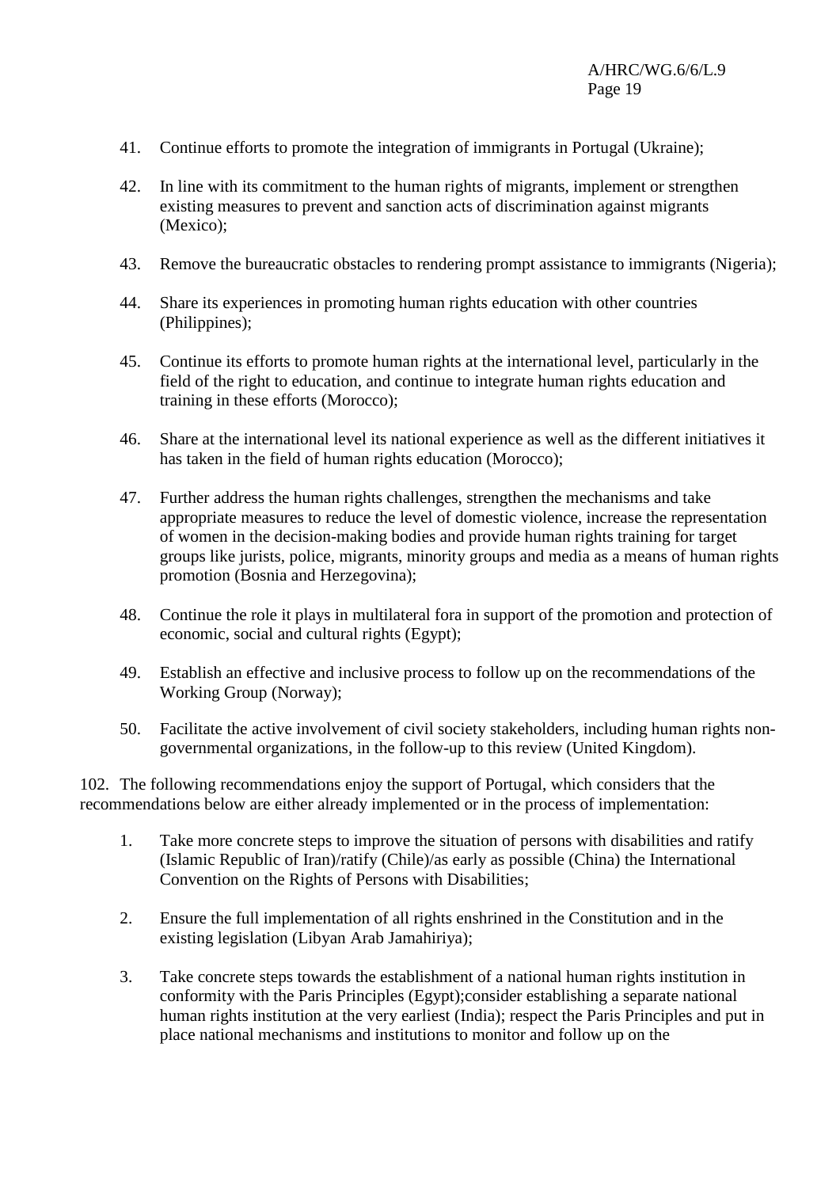41. Continue efforts to promote the integration of immigrants in Portugal (Ukraine);

42. In line with its commitment to the human rights of migrants, implement or strengthen existing measures to prevent and sanction acts of discrimination against migrants (Mexico);

43. Remove the bureaucratic obstacles to rendering prompt assistance to immigrants (Nigeria);

44. Share its experiences in promoting human rights education with other countries (Philippines);

45. Continue its efforts to promote human rights at the international level, particularly in the field of the right to education, and continue to integrate human rights education and training in these efforts (Morocco);

46. Share at the international level its national experience as well as the different initiatives it has taken in the field of human rights education (Morocco);

47. Further address the human rights challenges, strengthen the mechanisms and take appropriate measures to reduce the level of domestic violence, increase the representation of women in the decision-making bodies and provide human rights training for target groups like jurists, police, migrants, minority groups and media as a means of human rights promotion (Bosnia and Herzegovina);

48. Continue the role it plays in multilateral fora in support of the promotion and protection of economic, social and cultural rights (Egypt);

49. Establish an effective and inclusive process to follow up on the recommendations of the Working Group (Norway);

50. Facilitate the active involvement of civil society stakeholders, including human rights non-governmental organizations, in the follow-up to this review (United Kingdom).

102. The following recommendations enjoy the support of Portugal, which considers that the recommendations below are either already implemented or in the process of implementation:

1. Take more concrete steps to improve the situation of persons with disabilities and ratify (Islamic Republic of Iran)/ratify (Chile)/as early as possible (China) the International Convention on the Rights of Persons with Disabilities;

2. Ensure the full implementation of all rights enshrined in the Constitution and in the existing legislation (Libyan Arab Jamahiriya);

3. Take concrete steps towards the establishment of a national human rights institution in conformity with the Paris Principles (Egypt);consider establishing a separate national human rights institution at the very earliest (India); respect the Paris Principles and put in place national mechanisms and institutions to monitor and follow up on the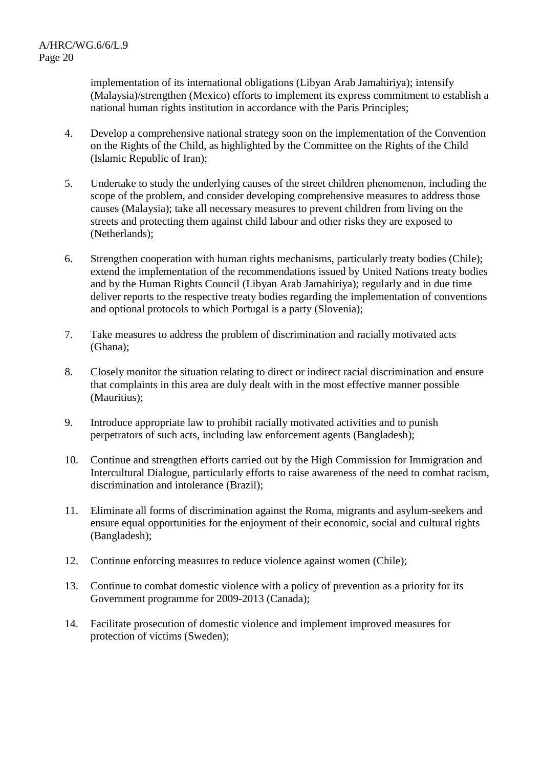implementation of its international obligations (Libyan Arab Jamahiriya); intensify (Malaysia)/strengthen (Mexico) efforts to implement its express commitment to establish a national human rights institution in accordance with the Paris Principles;

4. Develop a comprehensive national strategy soon on the implementation of the Convention on the Rights of the Child, as highlighted by the Committee on the Rights of the Child (Islamic Republic of Iran);

5. Undertake to study the underlying causes of the street children phenomenon, including the scope of the problem, and consider developing comprehensive measures to address those causes (Malaysia); take all necessary measures to prevent children from living on the streets and protecting them against child labour and other risks they are exposed to (Netherlands);

6. Strengthen cooperation with human rights mechanisms, particularly treaty bodies (Chile); extend the implementation of the recommendations issued by United Nations treaty bodies and by the Human Rights Council (Libyan Arab Jamahiriya); regularly and in due time deliver reports to the respective treaty bodies regarding the implementation of conventions and optional protocols to which Portugal is a party (Slovenia);

7. Take measures to address the problem of discrimination and racially motivated acts (Ghana);

8. Closely monitor the situation relating to direct or indirect racial discrimination and ensure that complaints in this area are duly dealt with in the most effective manner possible (Mauritius);

9. Introduce appropriate law to prohibit racially motivated activities and to punish perpetrators of such acts, including law enforcement agents (Bangladesh);

10. Continue and strengthen efforts carried out by the High Commission for Immigration and Intercultural Dialogue, particularly efforts to raise awareness of the need to combat racism, discrimination and intolerance (Brazil);

11. Eliminate all forms of discrimination against the Roma, migrants and asylum-seekers and ensure equal opportunities for the enjoyment of their economic, social and cultural rights (Bangladesh);

12. Continue enforcing measures to reduce violence against women (Chile);

13. Continue to combat domestic violence with a policy of prevention as a priority for its Government programme for 2009-2013 (Canada);

14. Facilitate prosecution of domestic violence and implement improved measures for protection of victims (Sweden);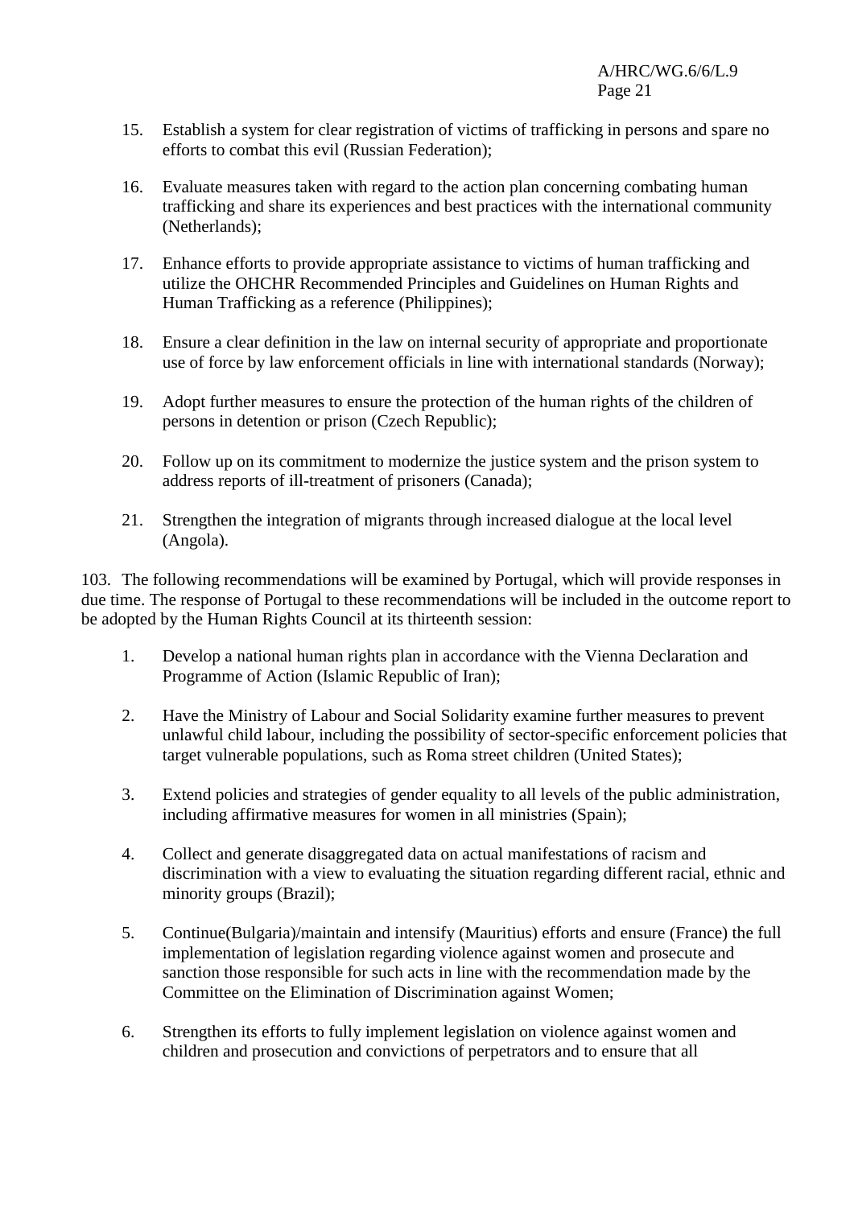15. Establish a system for clear registration of victims of trafficking in persons and spare no efforts to combat this evil (Russian Federation);

16. Evaluate measures taken with regard to the action plan concerning combating human trafficking and share its experiences and best practices with the international community (Netherlands);

17. Enhance efforts to provide appropriate assistance to victims of human trafficking and utilize the OHCHR Recommended Principles and Guidelines on Human Rights and Human Trafficking as a reference (Philippines);

18. Ensure a clear definition in the law on internal security of appropriate and proportionate use of force by law enforcement officials in line with international standards (Norway);

19. Adopt further measures to ensure the protection of the human rights of the children of persons in detention or prison (Czech Republic);

20. Follow up on its commitment to modernize the justice system and the prison system to address reports of ill-treatment of prisoners (Canada);

21. Strengthen the integration of migrants through increased dialogue at the local level (Angola).

103. The following recommendations will be examined by Portugal, which will provide responses in due time. The response of Portugal to these recommendations will be included in the outcome report to be adopted by the Human Rights Council at its thirteenth session:

1. Develop a national human rights plan in accordance with the Vienna Declaration and Programme of Action (Islamic Republic of Iran);

2. Have the Ministry of Labour and Social Solidarity examine further measures to prevent unlawful child labour, including the possibility of sector-specific enforcement policies that target vulnerable populations, such as Roma street children (United States);

3. Extend policies and strategies of gender equality to all levels of the public administration, including affirmative measures for women in all ministries (Spain);

4. Collect and generate disaggregated data on actual manifestations of racism and discrimination with a view to evaluating the situation regarding different racial, ethnic and minority groups (Brazil);

5. Continue(Bulgaria)/maintain and intensify (Mauritius) efforts and ensure (France) the full implementation of legislation regarding violence against women and prosecute and sanction those responsible for such acts in line with the recommendation made by the Committee on the Elimination of Discrimination against Women;

6. Strengthen its efforts to fully implement legislation on violence against women and children and prosecution and convictions of perpetrators and to ensure that all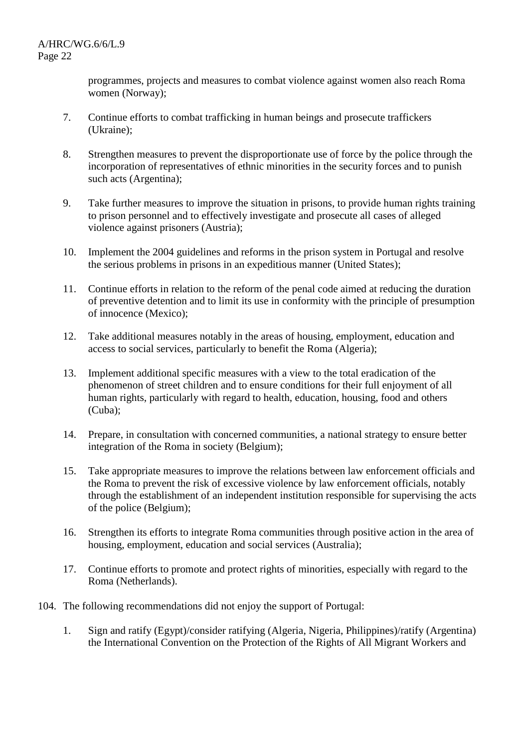programmes, projects and measures to combat violence against women also reach Roma women (Norway);

7. Continue efforts to combat trafficking in human beings and prosecute traffickers (Ukraine);

8. Strengthen measures to prevent the disproportionate use of force by the police through the incorporation of representatives of ethnic minorities in the security forces and to punish such acts (Argentina);

9. Take further measures to improve the situation in prisons, to provide human rights training to prison personnel and to effectively investigate and prosecute all cases of alleged violence against prisoners (Austria);

10. Implement the 2004 guidelines and reforms in the prison system in Portugal and resolve the serious problems in prisons in an expeditious manner (United States);

11. Continue efforts in relation to the reform of the penal code aimed at reducing the duration of preventive detention and to limit its use in conformity with the principle of presumption of innocence (Mexico);

12. Take additional measures notably in the areas of housing, employment, education and access to social services, particularly to benefit the Roma (Algeria);

13. Implement additional specific measures with a view to the total eradication of the phenomenon of street children and to ensure conditions for their full enjoyment of all human rights, particularly with regard to health, education, housing, food and others (Cuba);

14. Prepare, in consultation with concerned communities, a national strategy to ensure better integration of the Roma in society (Belgium);

15. Take appropriate measures to improve the relations between law enforcement officials and the Roma to prevent the risk of excessive violence by law enforcement officials, notably through the establishment of an independent institution responsible for supervising the acts of the police (Belgium);

16. Strengthen its efforts to integrate Roma communities through positive action in the area of housing, employment, education and social services (Australia);

17. Continue efforts to promote and protect rights of minorities, especially with regard to the Roma (Netherlands).

104. The following recommendations did not enjoy the support of Portugal:

1. Sign and ratify (Egypt)/consider ratifying (Algeria, Nigeria, Philippines)/ratify (Argentina) the International Convention on the Protection of the Rights of All Migrant Workers and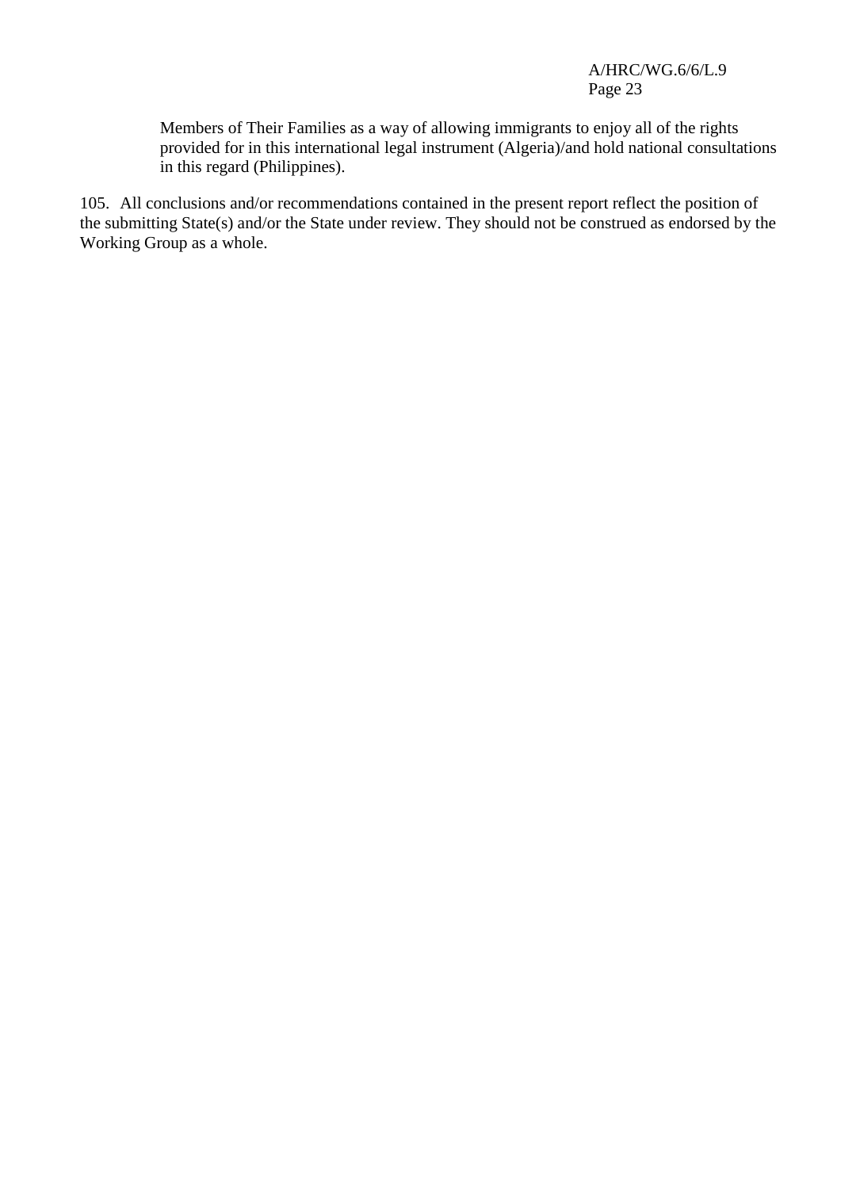Members of Their Families as a way of allowing immigrants to enjoy all of the rights provided for in this international legal instrument (Algeria)/and hold national consultations in this regard (Philippines).

105. All conclusions and/or recommendations contained in the present report reflect the position of the submitting State(s) and/or the State under review. They should not be construed as endorsed by the Working Group as a whole.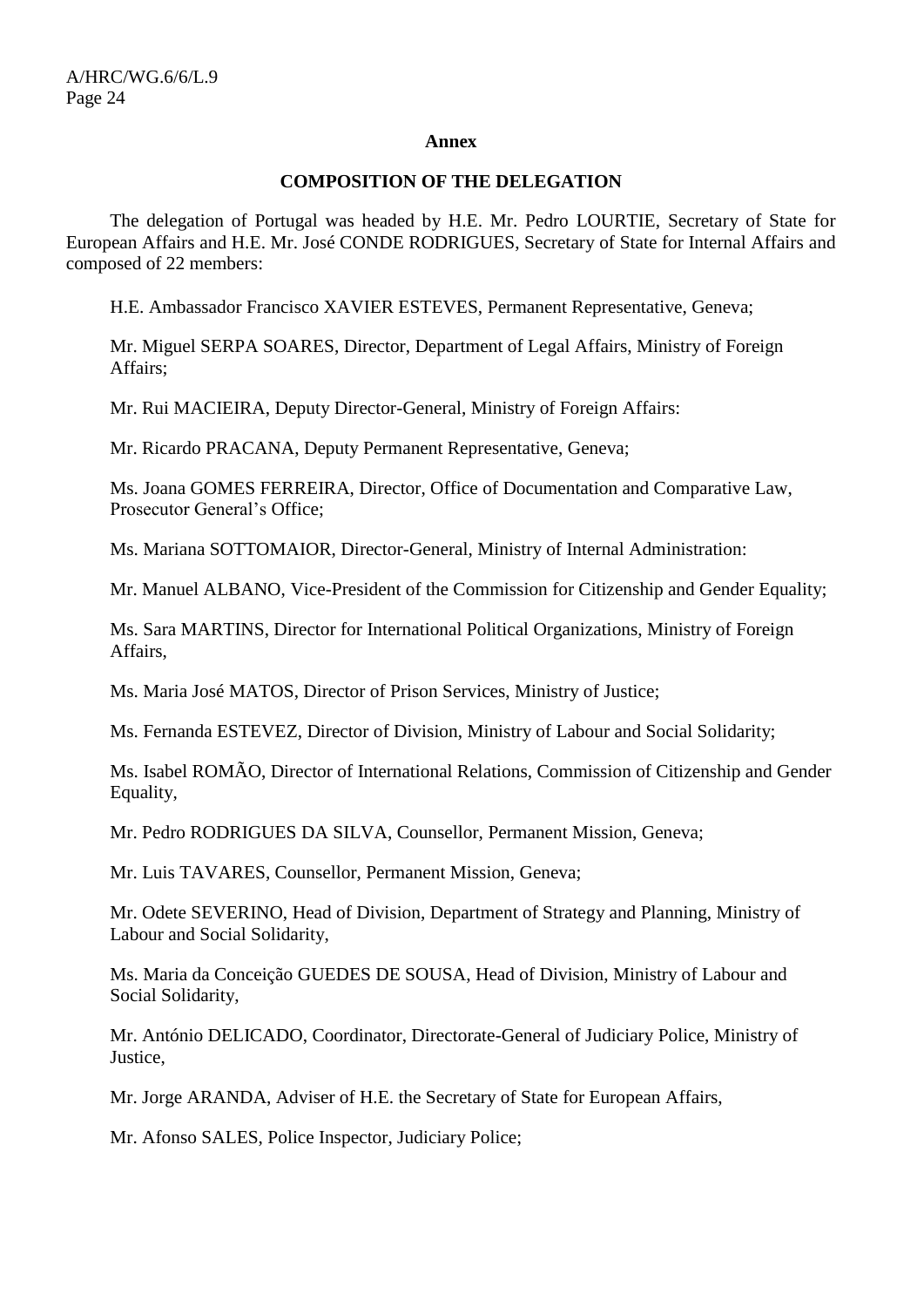**Annex**

**COMPOSITION OF THE DELEGATION**

The delegation of Portugal was headed by H.E. Mr. Pedro LOURTIE, Secretary of State for European Affairs and H.E. Mr. José CONDE RODRIGUES, Secretary of State for Internal Affairs and composed of 22 members:

H.E. Ambassador Francisco XAVIER ESTEVES, Permanent Representative, Geneva;

Mr. Miguel SERPA SOARES, Director, Department of Legal Affairs, Ministry of Foreign Affairs;

Mr. Rui MACIEIRA, Deputy Director-General, Ministry of Foreign Affairs:

Mr. Ricardo PRACANA, Deputy Permanent Representative, Geneva;

Ms. Joana GOMES FERREIRA, Director, Office of Documentation and Comparative Law, Prosecutor General's Office;

Ms. Mariana SOTTOMAIOR, Director-General, Ministry of Internal Administration:

Mr. Manuel ALBANO, Vice-President of the Commission for Citizenship and Gender Equality;

Ms. Sara MARTINS, Director for International Political Organizations, Ministry of Foreign Affairs,

Ms. Maria José MATOS, Director of Prison Services, Ministry of Justice;

Ms. Fernanda ESTEVEZ, Director of Division, Ministry of Labour and Social Solidarity;

Ms. Isabel ROMÃO, Director of International Relations, Commission of Citizenship and Gender Equality,

Mr. Pedro RODRIGUES DA SILVA, Counsellor, Permanent Mission, Geneva;

Mr. Luis TAVARES, Counsellor, Permanent Mission, Geneva;

Mr. Odete SEVERINO, Head of Division, Department of Strategy and Planning, Ministry of Labour and Social Solidarity,

Ms. Maria da Conceição GUEDES DE SOUSA, Head of Division, Ministry of Labour and Social Solidarity,

Mr. António DELICADO, Coordinator, Directorate-General of Judiciary Police, Ministry of Justice,

Mr. Jorge ARANDA, Adviser of H.E. the Secretary of State for European Affairs,

Mr. Afonso SALES, Police Inspector, Judiciary Police;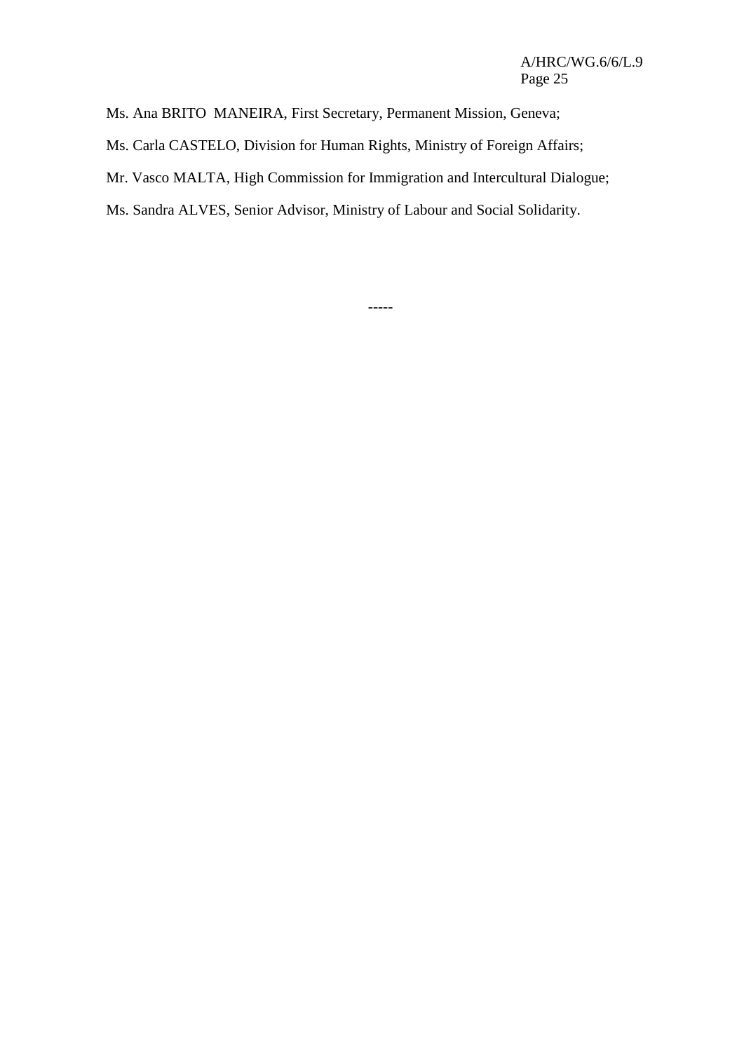Ms. Ana BRITO MANEIRA, First Secretary, Permanent Mission, Geneva;

Ms. Carla CASTELO, Division for Human Rights, Ministry of Foreign Affairs;

Mr. Vasco MALTA, High Commission for Immigration and Intercultural Dialogue;

Ms. Sandra ALVES, Senior Advisor, Ministry of Labour and Social Solidarity.

-----